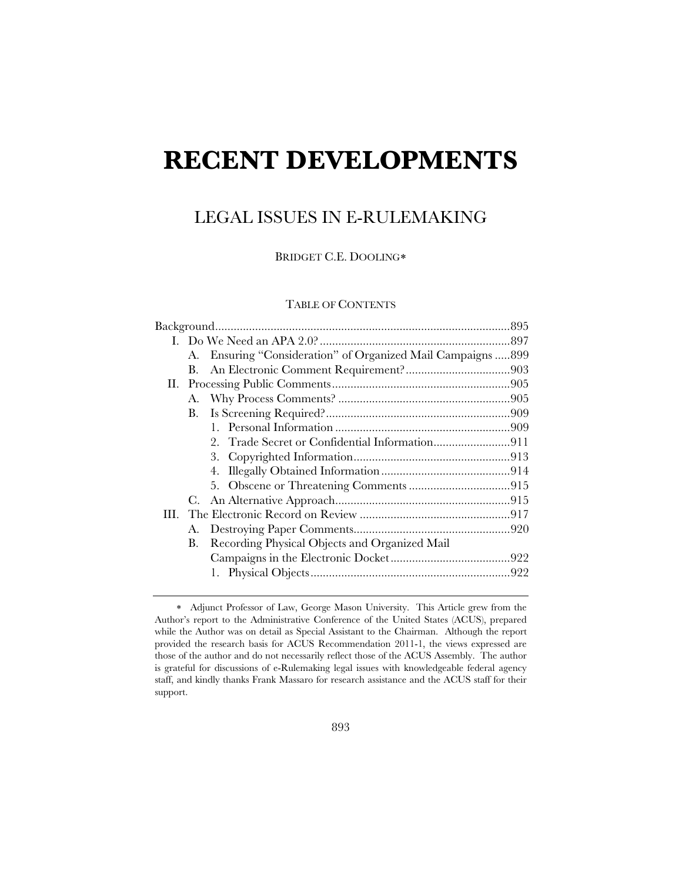# RECENT DEVELOPMENTS

## LEGAL ISSUES IN E-RULEMAKING

BRIDGET C.E. DOOLING*

TABLE OF CONTENTS

Background................................................................................................895

I. Do We Need an APA 2.0?..............................................................897

  A. Ensuring "Consideration" of Organized Mail Campaigns .....899

  B. An Electronic Comment Requirement?..................................903

II. Processing Public Comments..........................................................905

  A. Why Process Comments? ........................................................905

  B. Is Screening Required?............................................................909

    1. Personal Information .........................................................909

    2. Trade Secret or Confidential Information.........................911

    3. Copyrighted Information...................................................913

    4. Illegally Obtained Information..........................................914

    5. Obscene or Threatening Comments .................................915

  C. An Alternative Approach.........................................................915

III. The Electronic Record on Review .................................................917

  A. Destroying Paper Comments...................................................920

  B. Recording Physical Objects and Organized Mail Campaigns in the Electronic Docket.......................................922

    1. Physical Objects.................................................................922

---

\* Adjunct Professor of Law, George Mason University. This Article grew from the Author's report to the Administrative Conference of the United States (ACUS), prepared while the Author was on detail as Special Assistant to the Chairman. Although the report provided the research basis for ACUS Recommendation 2011-1, the views expressed are those of the author and do not necessarily reflect those of the ACUS Assembly. The author is grateful for discussions of e-Rulemaking legal issues with knowledgeable federal agency staff, and kindly thanks Frank Massaro for research assistance and the ACUS staff for their support.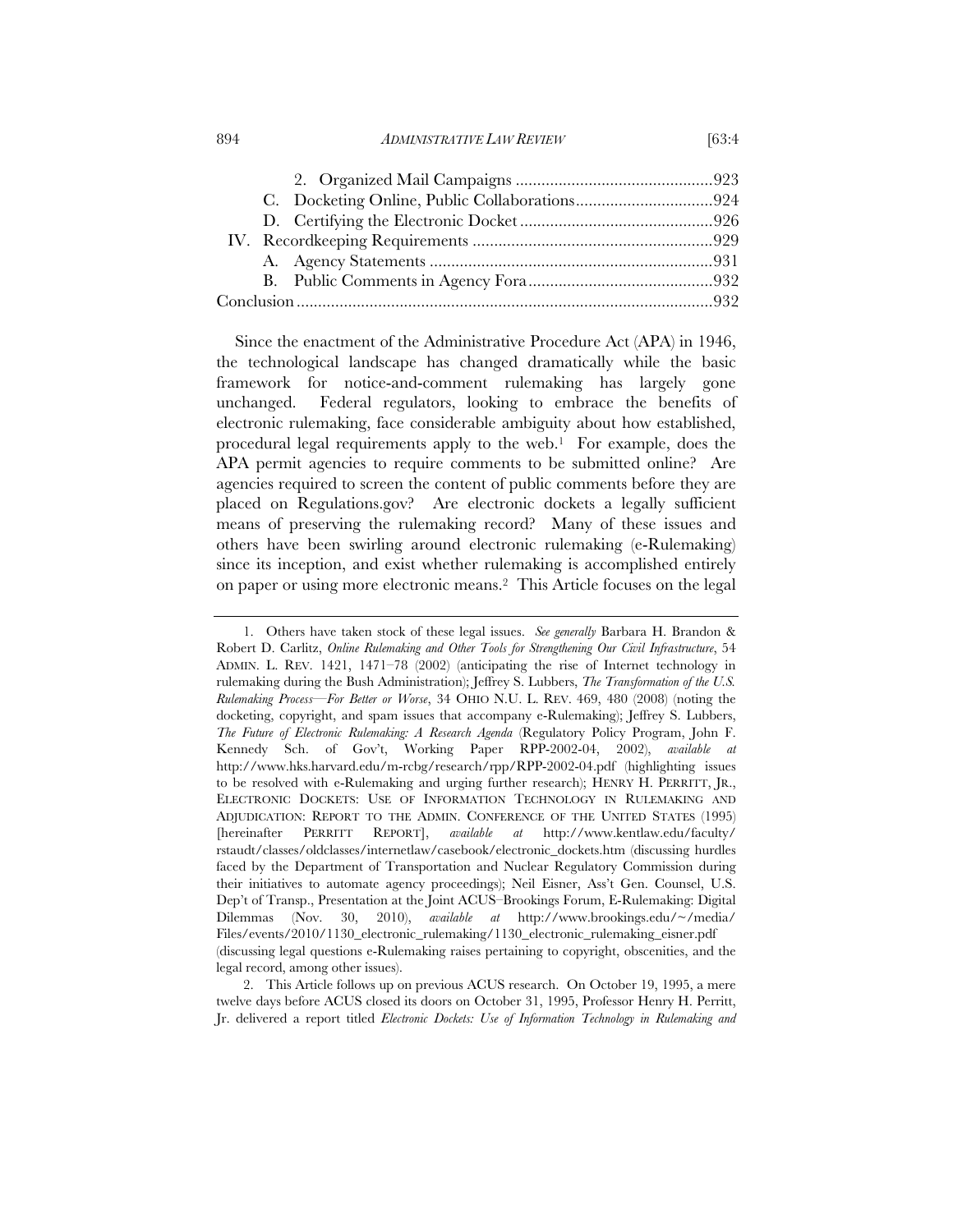2. Organized Mail Campaigns .............................................923
C. Docketing Online, Public Collaborations................................924
D. Certifying the Electronic Docket............................................926
IV. Recordkeeping Requirements .......................................................929
A. Agency Statements .................................................................931
B. Public Comments in Agency Fora...........................................932
Conclusion ................................................................................................932

Since the enactment of the Administrative Procedure Act (APA) in 1946, the technological landscape has changed dramatically while the basic framework for notice-and-comment rulemaking has largely gone unchanged. Federal regulators, looking to embrace the benefits of electronic rulemaking, face considerable ambiguity about how established, procedural legal requirements apply to the web.[1] For example, does the APA permit agencies to require comments to be submitted online? Are agencies required to screen the content of public comments before they are placed on Regulations.gov? Are electronic dockets a legally sufficient means of preserving the rulemaking record? Many of these issues and others have been swirling around electronic rulemaking (e-Rulemaking) since its inception, and exist whether rulemaking is accomplished entirely on paper or using more electronic means.[2] This Article focuses on the legal

---

1. Others have taken stock of these legal issues. *See generally* Barbara H. Brandon & Robert D. Carlitz, *Online Rulemaking and Other Tools for Strengthening Our Civil Infrastructure*, 54 ADMIN. L. REV. 1421, 1471–78 (2002) (anticipating the rise of Internet technology in rulemaking during the Bush Administration); Jeffrey S. Lubbers, *The Transformation of the U.S. Rulemaking Process—For Better or Worse*, 34 OHIO N.U. L. REV. 469, 480 (2008) (noting the docketing, copyright, and spam issues that accompany e-Rulemaking); Jeffrey S. Lubbers, *The Future of Electronic Rulemaking: A Research Agenda* (Regulatory Policy Program, John F. Kennedy Sch. of Gov't, Working Paper RPP-2002-04, 2002), *available at* http://www.hks.harvard.edu/m-rcbg/research/rpp/RPP-2002-04.pdf (highlighting issues to be resolved with e-Rulemaking and urging further research); HENRY H. PERRITT, JR., ELECTRONIC DOCKETS: USE OF INFORMATION TECHNOLOGY IN RULEMAKING AND ADJUDICATION: REPORT TO THE ADMIN. CONFERENCE OF THE UNITED STATES (1995) [hereinafter PERRITT REPORT], *available at* http://www.kentlaw.edu/faculty/rstaudt/classes/oldclasses/internetlaw/casebook/electronic_dockets.htm (discussing hurdles faced by the Department of Transportation and Nuclear Regulatory Commission during their initiatives to automate agency proceedings); Neil Eisner, Ass't Gen. Counsel, U.S. Dep't of Transp., Presentation at the Joint ACUS–Brookings Forum, E-Rulemaking: Digital Dilemmas (Nov. 30, 2010), *available at* http://www.brookings.edu/~/media/Files/events/2010/1130_electronic_rulemaking/1130_electronic_rulemaking_eisner.pdf (discussing legal questions e-Rulemaking raises pertaining to copyright, obscenities, and the legal record, among other issues).

2. This Article follows up on previous ACUS research. On October 19, 1995, a mere twelve days before ACUS closed its doors on October 31, 1995, Professor Henry H. Perritt, Jr. delivered a report titled *Electronic Dockets: Use of Information Technology in Rulemaking and*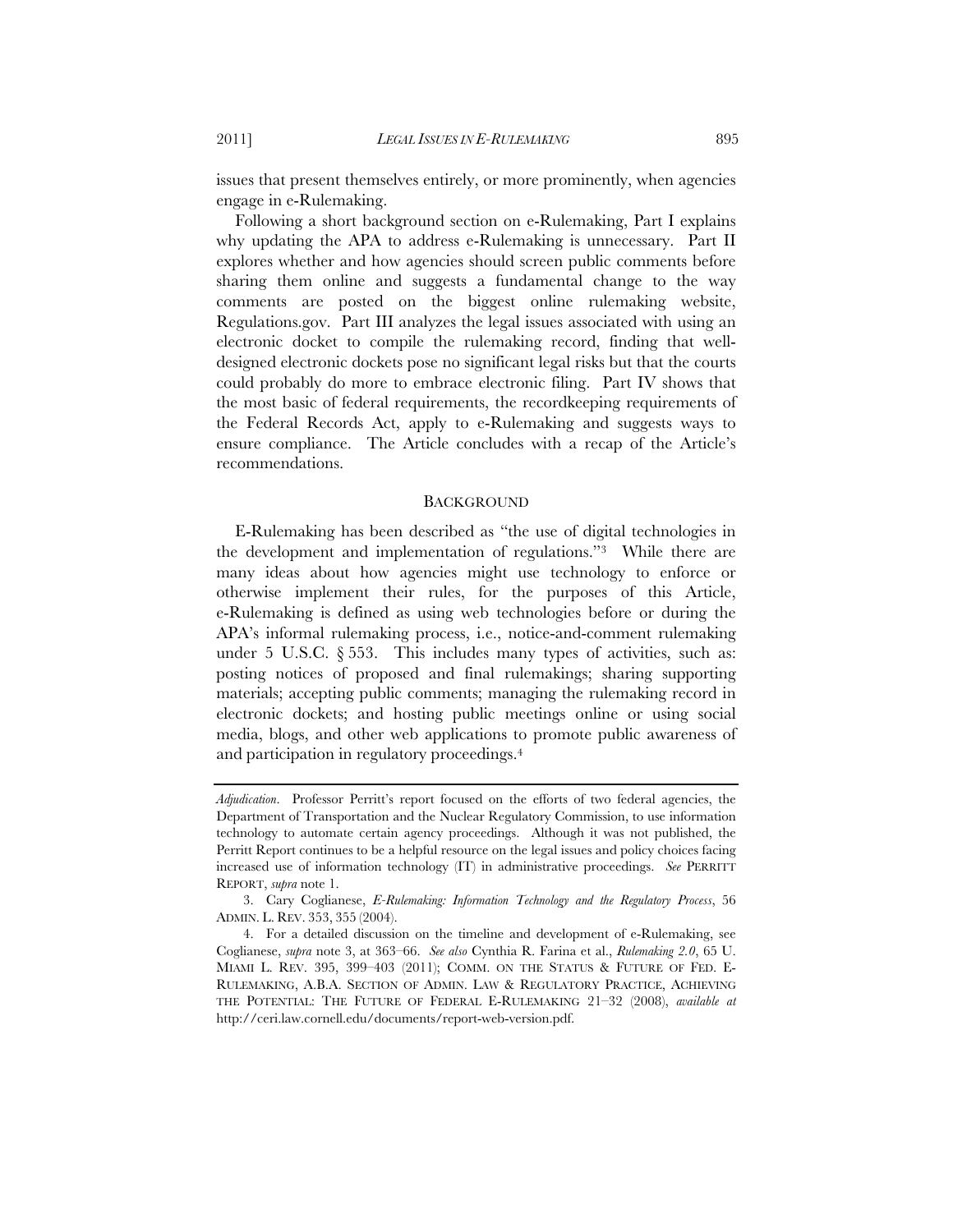issues that present themselves entirely, or more prominently, when agencies engage in e-Rulemaking.

Following a short background section on e-Rulemaking, Part I explains why updating the APA to address e-Rulemaking is unnecessary. Part II explores whether and how agencies should screen public comments before sharing them online and suggests a fundamental change to the way comments are posted on the biggest online rulemaking website, Regulations.gov. Part III analyzes the legal issues associated with using an electronic docket to compile the rulemaking record, finding that well-designed electronic dockets pose no significant legal risks but that the courts could probably do more to embrace electronic filing. Part IV shows that the most basic of federal requirements, the recordkeeping requirements of the Federal Records Act, apply to e-Rulemaking and suggests ways to ensure compliance. The Article concludes with a recap of the Article's recommendations.

## BACKGROUND

E-Rulemaking has been described as "the use of digital technologies in the development and implementation of regulations."[3] While there are many ideas about how agencies might use technology to enforce or otherwise implement their rules, for the purposes of this Article, e-Rulemaking is defined as using web technologies before or during the APA's informal rulemaking process, i.e., notice-and-comment rulemaking under 5 U.S.C. § 553. This includes many types of activities, such as: posting notices of proposed and final rulemakings; sharing supporting materials; accepting public comments; managing the rulemaking record in electronic dockets; and hosting public meetings online or using social media, blogs, and other web applications to promote public awareness of and participation in regulatory proceedings.[4]

---

*Adjudication*. Professor Perritt's report focused on the efforts of two federal agencies, the Department of Transportation and the Nuclear Regulatory Commission, to use information technology to automate certain agency proceedings. Although it was not published, the Perritt Report continues to be a helpful resource on the legal issues and policy choices facing increased use of information technology (IT) in administrative proceedings. *See* PERRITT REPORT, *supra* note 1.

3. Cary Coglianese, *E-Rulemaking: Information Technology and the Regulatory Process*, 56 ADMIN. L. REV. 353, 355 (2004).

4. For a detailed discussion on the timeline and development of e-Rulemaking, see Coglianese, *supra* note 3, at 363–66. *See also* Cynthia R. Farina et al., *Rulemaking 2.0*, 65 U. MIAMI L. REV. 395, 399–403 (2011); COMM. ON THE STATUS & FUTURE OF FED. E-RULEMAKING, A.B.A. SECTION OF ADMIN. LAW & REGULATORY PRACTICE, ACHIEVING THE POTENTIAL: THE FUTURE OF FEDERAL E-RULEMAKING 21–32 (2008), *available at* http://ceri.law.cornell.edu/documents/report-web-version.pdf.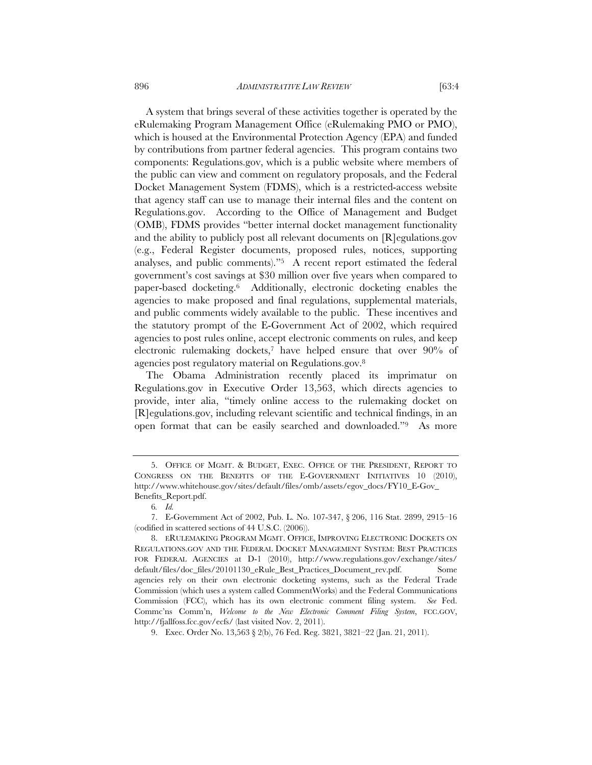A system that brings several of these activities together is operated by the eRulemaking Program Management Office (eRulemaking PMO or PMO), which is housed at the Environmental Protection Agency (EPA) and funded by contributions from partner federal agencies. This program contains two components: Regulations.gov, which is a public website where members of the public can view and comment on regulatory proposals, and the Federal Docket Management System (FDMS), which is a restricted-access website that agency staff can use to manage their internal files and the content on Regulations.gov. According to the Office of Management and Budget (OMB), FDMS provides "better internal docket management functionality and the ability to publicly post all relevant documents on [R]egulations.gov (e.g., Federal Register documents, proposed rules, notices, supporting analyses, and public comments)."[5] A recent report estimated the federal government's cost savings at $30 million over five years when compared to paper-based docketing.[6] Additionally, electronic docketing enables the agencies to make proposed and final regulations, supplemental materials, and public comments widely available to the public. These incentives and the statutory prompt of the E-Government Act of 2002, which required agencies to post rules online, accept electronic comments on rules, and keep electronic rulemaking dockets,[7] have helped ensure that over 90% of agencies post regulatory material on Regulations.gov.[8]

The Obama Administration recently placed its imprimatur on Regulations.gov in Executive Order 13,563, which directs agencies to provide, inter alia, "timely online access to the rulemaking docket on [R]egulations.gov, including relevant scientific and technical findings, in an open format that can be easily searched and downloaded."[9] As more

---

5. OFFICE OF MGMT. & BUDGET, EXEC. OFFICE OF THE PRESIDENT, REPORT TO CONGRESS ON THE BENEFITS OF THE E-GOVERNMENT INITIATIVES 10 (2010), http://www.whitehouse.gov/sites/default/files/omb/assets/egov_docs/FY10_E-Gov_Benefits_Report.pdf.

6. *Id.*

7. E-Government Act of 2002, Pub. L. No. 107-347, § 206, 116 Stat. 2899, 2915–16 (codified in scattered sections of 44 U.S.C. (2006)).

8. ERULEMAKING PROGRAM MGMT. OFFICE, IMPROVING ELECTRONIC DOCKETS ON REGULATIONS.GOV AND THE FEDERAL DOCKET MANAGEMENT SYSTEM: BEST PRACTICES FOR FEDERAL AGENCIES at D-1 (2010), http://www.regulations.gov/exchange/sites/default/files/doc_files/20101130_eRule_Best_Practices_Document_rev.pdf. Some agencies rely on their own electronic docketing systems, such as the Federal Trade Commission (which uses a system called CommentWorks) and the Federal Communications Commission (FCC), which has its own electronic comment filing system. *See* Fed. Commc'ns Comm'n, *Welcome to the New Electronic Comment Filing System*, FCC.GOV, http://fjallfoss.fcc.gov/ecfs/ (last visited Nov. 2, 2011).

9. Exec. Order No. 13,563 § 2(b), 76 Fed. Reg. 3821, 3821–22 (Jan. 21, 2011).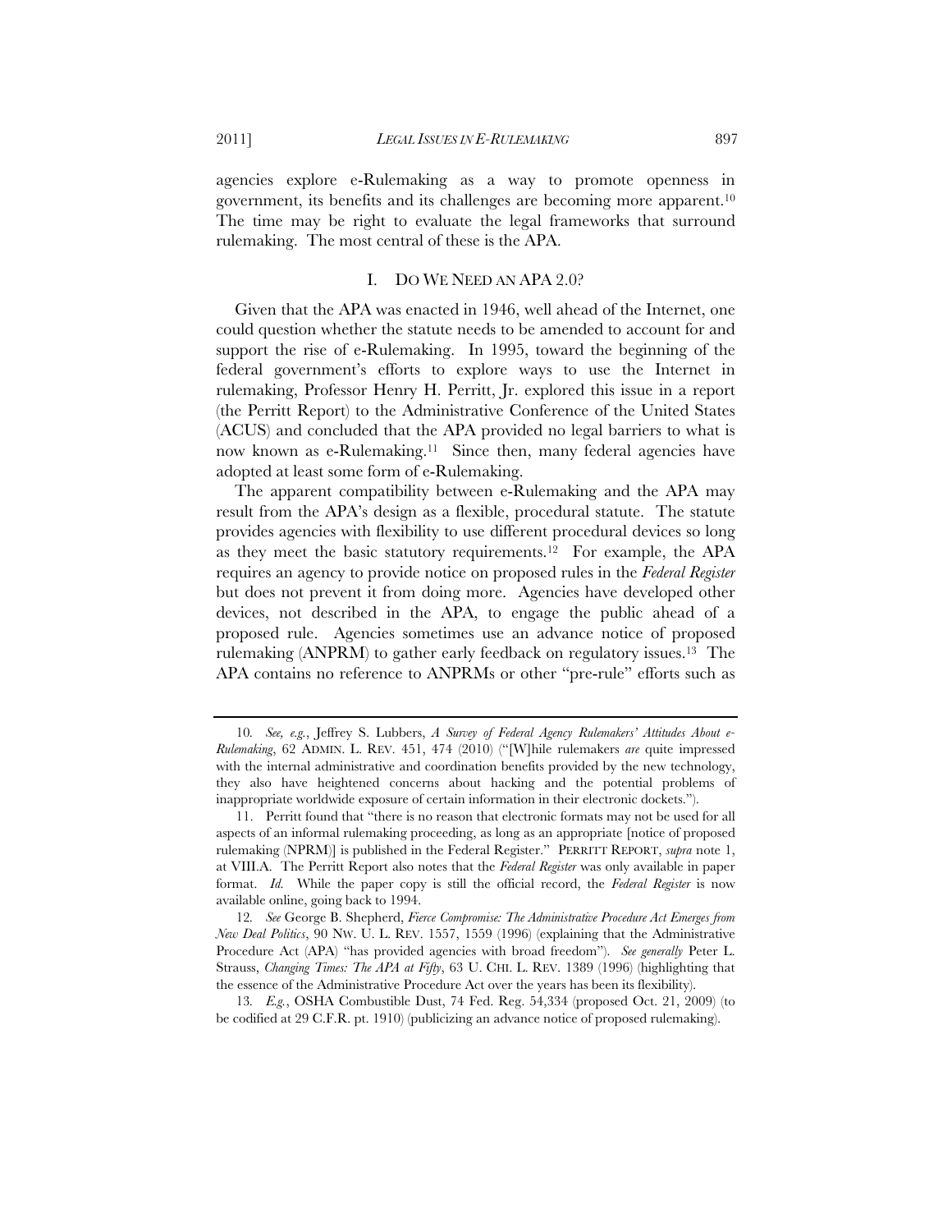agencies explore e-Rulemaking as a way to promote openness in government, its benefits and its challenges are becoming more apparent.[10] The time may be right to evaluate the legal frameworks that surround rulemaking. The most central of these is the APA.

## I. DO WE NEED AN APA 2.0?

Given that the APA was enacted in 1946, well ahead of the Internet, one could question whether the statute needs to be amended to account for and support the rise of e-Rulemaking. In 1995, toward the beginning of the federal government's efforts to explore ways to use the Internet in rulemaking, Professor Henry H. Perritt, Jr. explored this issue in a report (the Perritt Report) to the Administrative Conference of the United States (ACUS) and concluded that the APA provided no legal barriers to what is now known as e-Rulemaking.[11] Since then, many federal agencies have adopted at least some form of e-Rulemaking.

The apparent compatibility between e-Rulemaking and the APA may result from the APA's design as a flexible, procedural statute. The statute provides agencies with flexibility to use different procedural devices so long as they meet the basic statutory requirements.[12] For example, the APA requires an agency to provide notice on proposed rules in the *Federal Register* but does not prevent it from doing more. Agencies have developed other devices, not described in the APA, to engage the public ahead of a proposed rule. Agencies sometimes use an advance notice of proposed rulemaking (ANPRM) to gather early feedback on regulatory issues.[13] The APA contains no reference to ANPRMs or other "pre-rule" efforts such as

---

10. *See, e.g.*, Jeffrey S. Lubbers, *A Survey of Federal Agency Rulemakers' Attitudes About e-Rulemaking*, 62 ADMIN. L. REV. 451, 474 (2010) ("[W]hile rulemakers *are* quite impressed with the internal administrative and coordination benefits provided by the new technology, they also have heightened concerns about hacking and the potential problems of inappropriate worldwide exposure of certain information in their electronic dockets.").

11. Perritt found that "there is no reason that electronic formats may not be used for all aspects of an informal rulemaking proceeding, as long as an appropriate [notice of proposed rulemaking (NPRM)] is published in the Federal Register." PERRITT REPORT, *supra* note 1, at VIII.A. The Perritt Report also notes that the *Federal Register* was only available in paper format. *Id.* While the paper copy is still the official record, the *Federal Register* is now available online, going back to 1994.

12. *See* George B. Shepherd, *Fierce Compromise: The Administrative Procedure Act Emerges from New Deal Politics*, 90 NW. U. L. REV. 1557, 1559 (1996) (explaining that the Administrative Procedure Act (APA) "has provided agencies with broad freedom"). *See generally* Peter L. Strauss, *Changing Times: The APA at Fifty*, 63 U. CHI. L. REV. 1389 (1996) (highlighting that the essence of the Administrative Procedure Act over the years has been its flexibility).

13. *E.g.*, OSHA Combustible Dust, 74 Fed. Reg. 54,334 (proposed Oct. 21, 2009) (to be codified at 29 C.F.R. pt. 1910) (publicizing an advance notice of proposed rulemaking).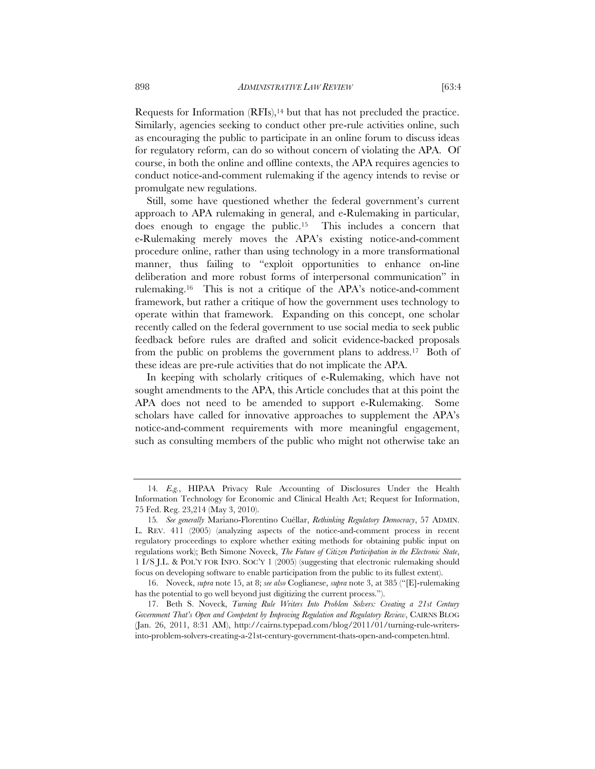Requests for Information (RFIs),[14] but that has not precluded the practice. Similarly, agencies seeking to conduct other pre-rule activities online, such as encouraging the public to participate in an online forum to discuss ideas for regulatory reform, can do so without concern of violating the APA. Of course, in both the online and offline contexts, the APA requires agencies to conduct notice-and-comment rulemaking if the agency intends to revise or promulgate new regulations.

Still, some have questioned whether the federal government's current approach to APA rulemaking in general, and e-Rulemaking in particular, does enough to engage the public.[15] This includes a concern that e-Rulemaking merely moves the APA's existing notice-and-comment procedure online, rather than using technology in a more transformational manner, thus failing to "exploit opportunities to enhance on-line deliberation and more robust forms of interpersonal communication" in rulemaking.[16] This is not a critique of the APA's notice-and-comment framework, but rather a critique of how the government uses technology to operate within that framework. Expanding on this concept, one scholar recently called on the federal government to use social media to seek public feedback before rules are drafted and solicit evidence-backed proposals from the public on problems the government plans to address.[17] Both of these ideas are pre-rule activities that do not implicate the APA.

In keeping with scholarly critiques of e-Rulemaking, which have not sought amendments to the APA, this Article concludes that at this point the APA does not need to be amended to support e-Rulemaking. Some scholars have called for innovative approaches to supplement the APA's notice-and-comment requirements with more meaningful engagement, such as consulting members of the public who might not otherwise take an

---

14. *E.g.*, HIPAA Privacy Rule Accounting of Disclosures Under the Health Information Technology for Economic and Clinical Health Act; Request for Information, 75 Fed. Reg. 23,214 (May 3, 2010).

15. *See generally* Mariano-Florentino Cuéllar, *Rethinking Regulatory Democracy*, 57 ADMIN. L. REV. 411 (2005) (analyzing aspects of the notice-and-comment process in recent regulatory proceedings to explore whether exiting methods for obtaining public input on regulations work); Beth Simone Noveck, *The Future of Citizen Participation in the Electronic State*, 1 I/S J.L. & POL'Y FOR INFO. SOC'Y 1 (2005) (suggesting that electronic rulemaking should focus on developing software to enable participation from the public to its fullest extent).

16. Noveck, *supra* note 15, at 8; *see also* Coglianese, *supra* note 3, at 385 ("[E]-rulemaking has the potential to go well beyond just digitizing the current process.").

17. Beth S. Noveck, *Turning Rule Writers Into Problem Solvers: Creating a 21st Century Government That's Open and Competent by Improving Regulation and Regulatory Review*, CAIRNS BLOG (Jan. 26, 2011, 8:31 AM), http://cairns.typepad.com/blog/2011/01/turning-rule-writers-into-problem-solvers-creating-a-21st-century-government-thats-open-and-competen.html.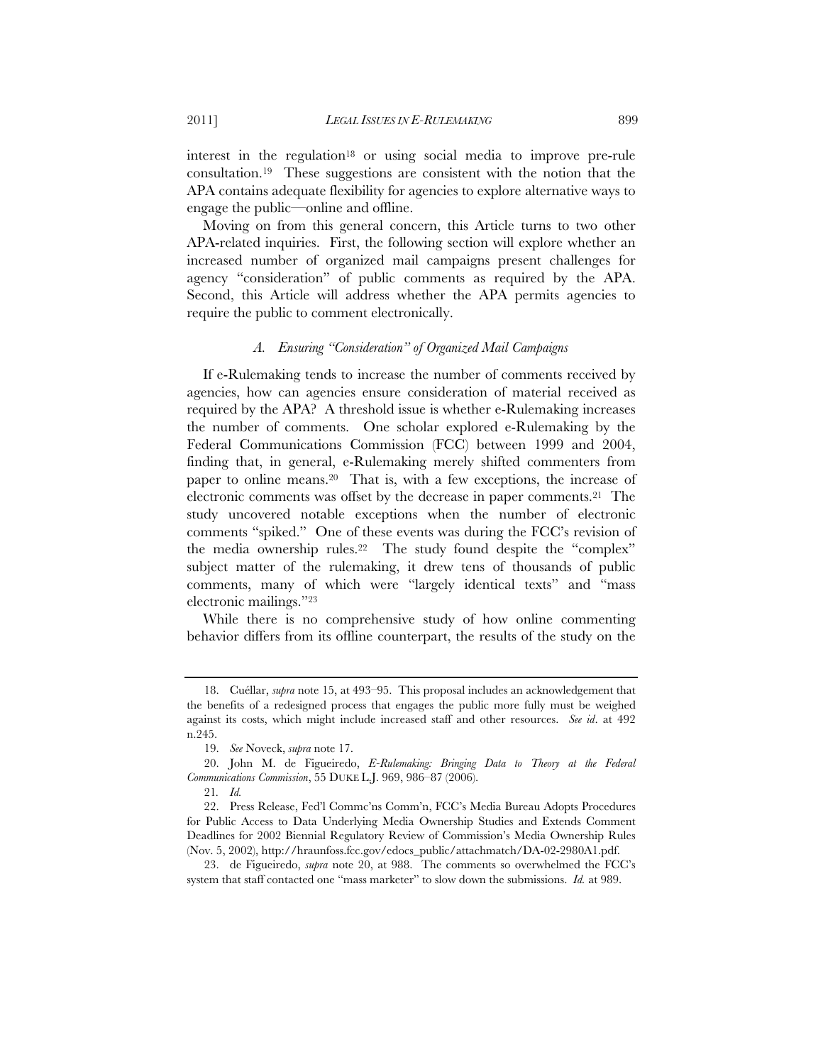interest in the regulation[18] or using social media to improve pre-rule consultation.[19] These suggestions are consistent with the notion that the APA contains adequate flexibility for agencies to explore alternative ways to engage the public—online and offline.

Moving on from this general concern, this Article turns to two other APA-related inquiries. First, the following section will explore whether an increased number of organized mail campaigns present challenges for agency "consideration" of public comments as required by the APA. Second, this Article will address whether the APA permits agencies to require the public to comment electronically.

### *A. Ensuring "Consideration" of Organized Mail Campaigns*

If e-Rulemaking tends to increase the number of comments received by agencies, how can agencies ensure consideration of material received as required by the APA? A threshold issue is whether e-Rulemaking increases the number of comments. One scholar explored e-Rulemaking by the Federal Communications Commission (FCC) between 1999 and 2004, finding that, in general, e-Rulemaking merely shifted commenters from paper to online means.[20] That is, with a few exceptions, the increase of electronic comments was offset by the decrease in paper comments.[21] The study uncovered notable exceptions when the number of electronic comments "spiked." One of these events was during the FCC's revision of the media ownership rules.[22] The study found despite the "complex" subject matter of the rulemaking, it drew tens of thousands of public comments, many of which were "largely identical texts" and "mass electronic mailings."[23]

While there is no comprehensive study of how online commenting behavior differs from its offline counterpart, the results of the study on the

---

18. Cuéllar, *supra* note 15, at 493–95. This proposal includes an acknowledgement that the benefits of a redesigned process that engages the public more fully must be weighed against its costs, which might include increased staff and other resources. *See id*. at 492 n.245.

19. *See* Noveck, *supra* note 17.

20. John M. de Figueiredo, *E-Rulemaking: Bringing Data to Theory at the Federal Communications Commission*, 55 DUKE L.J. 969, 986–87 (2006).

21. *Id.*

22. Press Release, Fed'l Commc'ns Comm'n, FCC's Media Bureau Adopts Procedures for Public Access to Data Underlying Media Ownership Studies and Extends Comment Deadlines for 2002 Biennial Regulatory Review of Commission's Media Ownership Rules (Nov. 5, 2002), http://hraunfoss.fcc.gov/edocs_public/attachmatch/DA-02-2980A1.pdf.

23. de Figueiredo, *supra* note 20, at 988. The comments so overwhelmed the FCC's system that staff contacted one "mass marketer" to slow down the submissions. *Id.* at 989.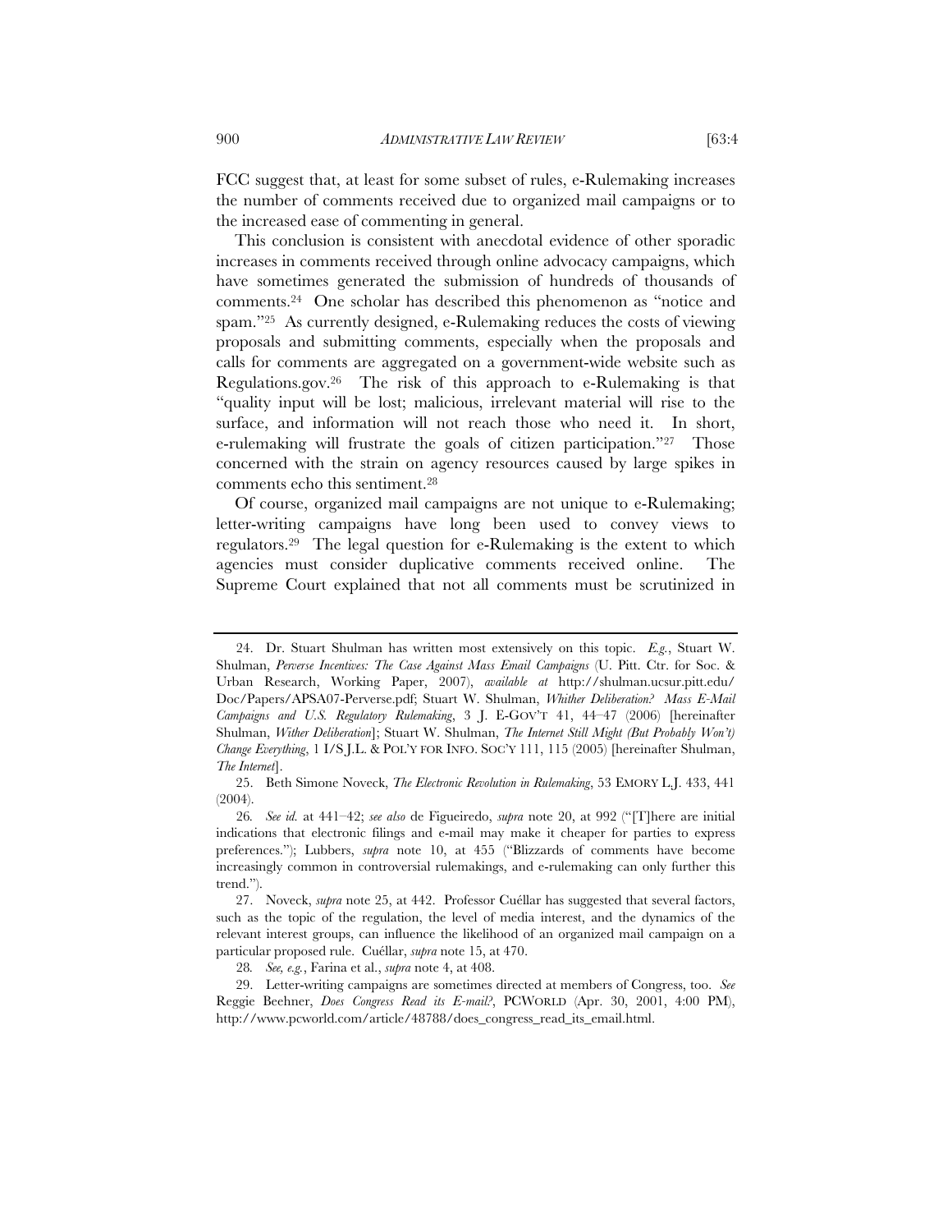FCC suggest that, at least for some subset of rules, e-Rulemaking increases the number of comments received due to organized mail campaigns or to the increased ease of commenting in general.

This conclusion is consistent with anecdotal evidence of other sporadic increases in comments received through online advocacy campaigns, which have sometimes generated the submission of hundreds of thousands of comments.[24] One scholar has described this phenomenon as "notice and spam."[25] As currently designed, e-Rulemaking reduces the costs of viewing proposals and submitting comments, especially when the proposals and calls for comments are aggregated on a government-wide website such as Regulations.gov.[26] The risk of this approach to e-Rulemaking is that "quality input will be lost; malicious, irrelevant material will rise to the surface, and information will not reach those who need it. In short, e-rulemaking will frustrate the goals of citizen participation."[27] Those concerned with the strain on agency resources caused by large spikes in comments echo this sentiment.[28]

Of course, organized mail campaigns are not unique to e-Rulemaking; letter-writing campaigns have long been used to convey views to regulators.[29] The legal question for e-Rulemaking is the extent to which agencies must consider duplicative comments received online. The Supreme Court explained that not all comments must be scrutinized in

---

24. Dr. Stuart Shulman has written most extensively on this topic. *E.g.*, Stuart W. Shulman, *Perverse Incentives: The Case Against Mass Email Campaigns* (U. Pitt. Ctr. for Soc. & Urban Research, Working Paper, 2007), *available at* http://shulman.ucsur.pitt.edu/Doc/Papers/APSA07-Perverse.pdf; Stuart W. Shulman, *Whither Deliberation? Mass E-Mail Campaigns and U.S. Regulatory Rulemaking*, 3 J. E-GOV'T 41, 44–47 (2006) [hereinafter Shulman, *Wither Deliberation*]; Stuart W. Shulman, *The Internet Still Might (But Probably Won't) Change Everything*, 1 I/S J.L. & POL'Y FOR INFO. SOC'Y 111, 115 (2005) [hereinafter Shulman, *The Internet*].

25. Beth Simone Noveck, *The Electronic Revolution in Rulemaking*, 53 EMORY L.J. 433, 441 (2004).

26. *See id.* at 441–42; *see also* de Figueiredo, *supra* note 20, at 992 ("[T]here are initial indications that electronic filings and e-mail may make it cheaper for parties to express preferences."); Lubbers, *supra* note 10, at 455 ("Blizzards of comments have become increasingly common in controversial rulemakings, and e-rulemaking can only further this trend.").

27. Noveck, *supra* note 25, at 442. Professor Cuéllar has suggested that several factors, such as the topic of the regulation, the level of media interest, and the dynamics of the relevant interest groups, can influence the likelihood of an organized mail campaign on a particular proposed rule. Cuéllar, *supra* note 15, at 470.

28. *See, e.g.*, Farina et al., *supra* note 4, at 408.

29. Letter-writing campaigns are sometimes directed at members of Congress, too. *See* Reggie Beehner, *Does Congress Read its E-mail?*, PCWORLD (Apr. 30, 2001, 4:00 PM), http://www.pcworld.com/article/48788/does_congress_read_its_email.html.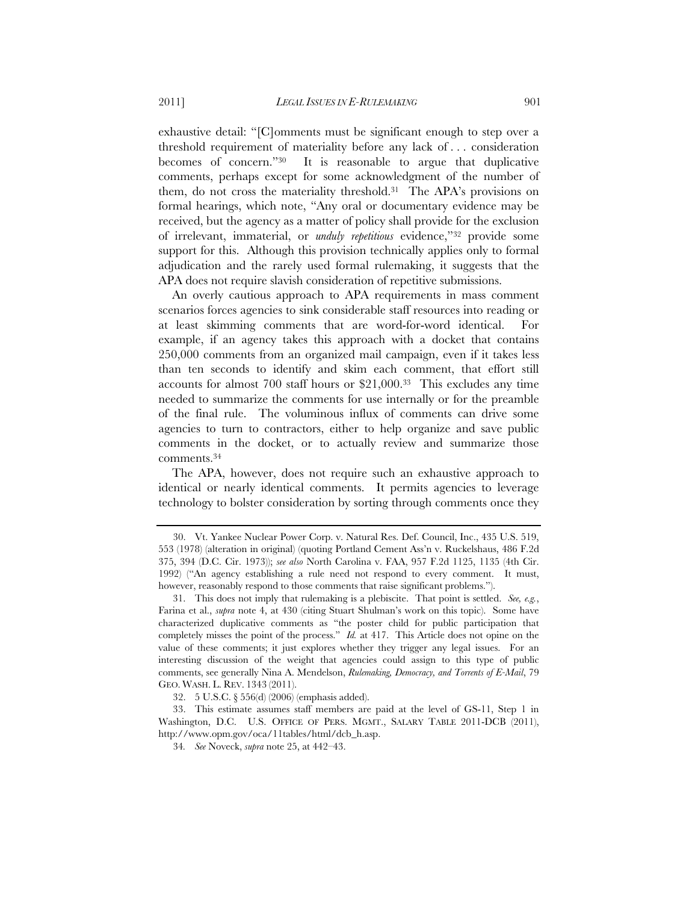exhaustive detail: "[C]omments must be significant enough to step over a threshold requirement of materiality before any lack of . . . consideration becomes of concern."[30] It is reasonable to argue that duplicative comments, perhaps except for some acknowledgment of the number of them, do not cross the materiality threshold.[31] The APA's provisions on formal hearings, which note, "Any oral or documentary evidence may be received, but the agency as a matter of policy shall provide for the exclusion of irrelevant, immaterial, or *unduly repetitious* evidence,"[32] provide some support for this. Although this provision technically applies only to formal adjudication and the rarely used formal rulemaking, it suggests that the APA does not require slavish consideration of repetitive submissions.

An overly cautious approach to APA requirements in mass comment scenarios forces agencies to sink considerable staff resources into reading or at least skimming comments that are word-for-word identical. For example, if an agency takes this approach with a docket that contains 250,000 comments from an organized mail campaign, even if it takes less than ten seconds to identify and skim each comment, that effort still accounts for almost 700 staff hours or $21,000.[33] This excludes any time needed to summarize the comments for use internally or for the preamble of the final rule. The voluminous influx of comments can drive some agencies to turn to contractors, either to help organize and save public comments in the docket, or to actually review and summarize those comments.[34]

The APA, however, does not require such an exhaustive approach to identical or nearly identical comments. It permits agencies to leverage technology to bolster consideration by sorting through comments once they

---

30. Vt. Yankee Nuclear Power Corp. v. Natural Res. Def. Council, Inc., 435 U.S. 519, 553 (1978) (alteration in original) (quoting Portland Cement Ass'n v. Ruckelshaus, 486 F.2d 375, 394 (D.C. Cir. 1973)); *see also* North Carolina v. FAA, 957 F.2d 1125, 1135 (4th Cir. 1992) ("An agency establishing a rule need not respond to every comment. It must, however, reasonably respond to those comments that raise significant problems.").

31. This does not imply that rulemaking is a plebiscite. That point is settled. *See, e.g.*, Farina et al., *supra* note 4, at 430 (citing Stuart Shulman's work on this topic). Some have characterized duplicative comments as "the poster child for public participation that completely misses the point of the process." *Id.* at 417. This Article does not opine on the value of these comments; it just explores whether they trigger any legal issues. For an interesting discussion of the weight that agencies could assign to this type of public comments, see generally Nina A. Mendelson, *Rulemaking, Democracy, and Torrents of E-Mail*, 79 GEO. WASH. L. REV. 1343 (2011).

32. 5 U.S.C. § 556(d) (2006) (emphasis added).

33. This estimate assumes staff members are paid at the level of GS-11, Step 1 in Washington, D.C. U.S. OFFICE OF PERS. MGMT., SALARY TABLE 2011-DCB (2011), http://www.opm.gov/oca/11tables/html/dcb_h.asp.

34. *See* Noveck, *supra* note 25, at 442–43.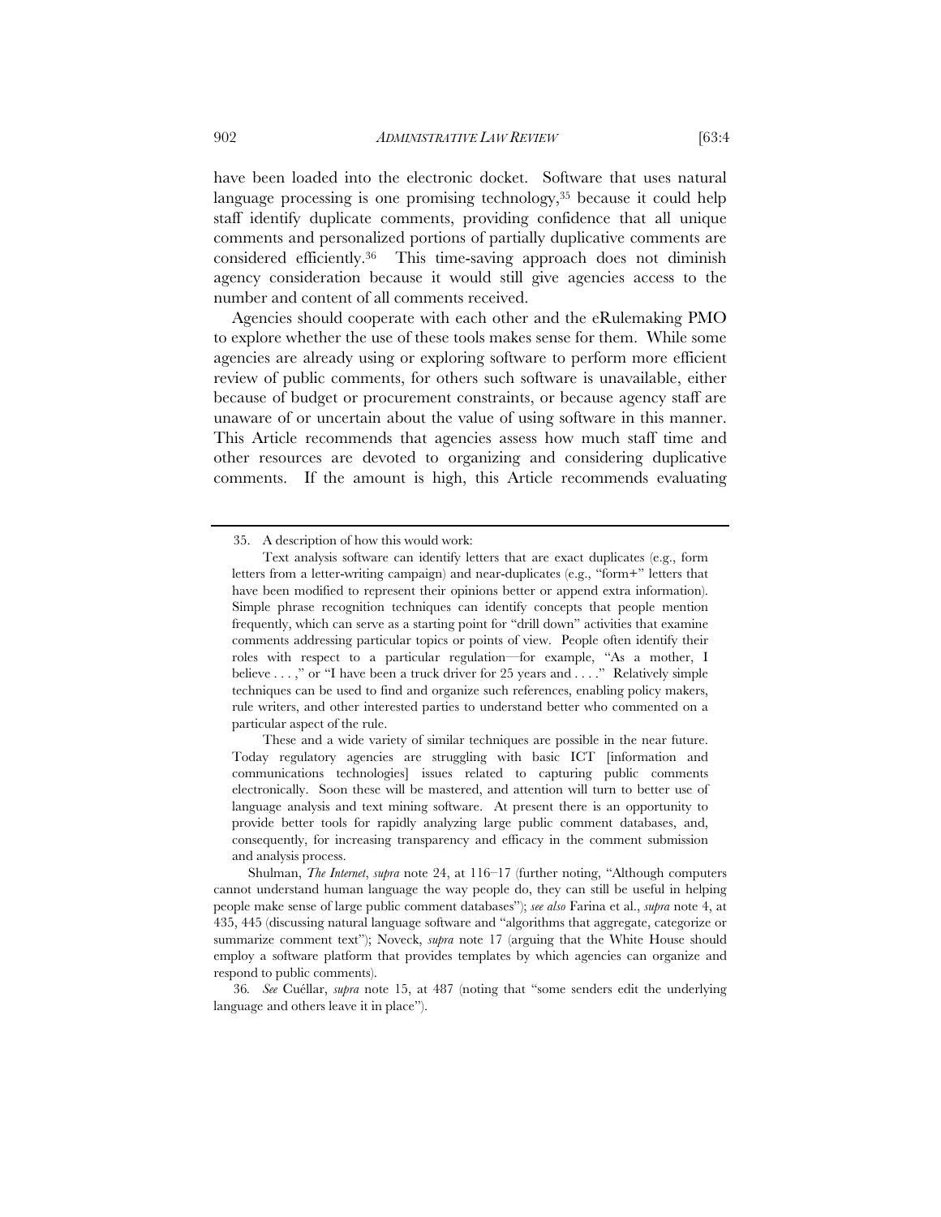have been loaded into the electronic docket. Software that uses natural language processing is one promising technology,[35] because it could help staff identify duplicate comments, providing confidence that all unique comments and personalized portions of partially duplicative comments are considered efficiently.[36] This time-saving approach does not diminish agency consideration because it would still give agencies access to the number and content of all comments received.

Agencies should cooperate with each other and the eRulemaking PMO to explore whether the use of these tools makes sense for them. While some agencies are already using or exploring software to perform more efficient review of public comments, for others such software is unavailable, either because of budget or procurement constraints, or because agency staff are unaware of or uncertain about the value of using software in this manner. This Article recommends that agencies assess how much staff time and other resources are devoted to organizing and considering duplicative comments. If the amount is high, this Article recommends evaluating

---

35. A description of how this would work:

> Text analysis software can identify letters that are exact duplicates (e.g., form letters from a letter-writing campaign) and near-duplicates (e.g., "form+" letters that have been modified to represent their opinions better or append extra information). Simple phrase recognition techniques can identify concepts that people mention frequently, which can serve as a starting point for "drill down" activities that examine comments addressing particular topics or points of view. People often identify their roles with respect to a particular regulation—for example, "As a mother, I believe . . . ," or "I have been a truck driver for 25 years and . . . ." Relatively simple techniques can be used to find and organize such references, enabling policy makers, rule writers, and other interested parties to understand better who commented on a particular aspect of the rule.
>
> These and a wide variety of similar techniques are possible in the near future. Today regulatory agencies are struggling with basic ICT [information and communications technologies] issues related to capturing public comments electronically. Soon these will be mastered, and attention will turn to better use of language analysis and text mining software. At present there is an opportunity to provide better tools for rapidly analyzing large public comment databases, and, consequently, for increasing transparency and efficacy in the comment submission and analysis process.

Shulman, *The Internet*, *supra* note 24, at 116–17 (further noting, "Although computers cannot understand human language the way people do, they can still be useful in helping people make sense of large public comment databases"); *see also* Farina et al., *supra* note 4, at 435, 445 (discussing natural language software and "algorithms that aggregate, categorize or summarize comment text"); Noveck, *supra* note 17 (arguing that the White House should employ a software platform that provides templates by which agencies can organize and respond to public comments).

36. *See* Cuéllar, *supra* note 15, at 487 (noting that "some senders edit the underlying language and others leave it in place").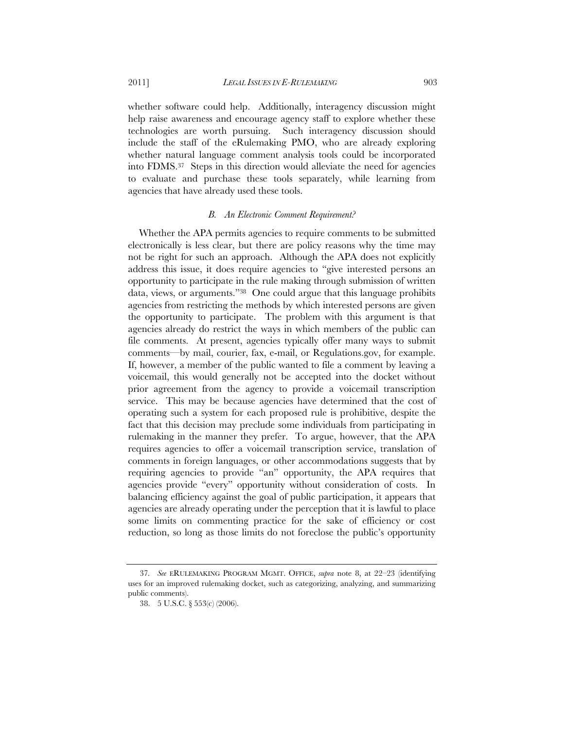whether software could help. Additionally, interagency discussion might help raise awareness and encourage agency staff to explore whether these technologies are worth pursuing. Such interagency discussion should include the staff of the eRulemaking PMO, who are already exploring whether natural language comment analysis tools could be incorporated into FDMS.[37] Steps in this direction would alleviate the need for agencies to evaluate and purchase these tools separately, while learning from agencies that have already used these tools.

### *B. An Electronic Comment Requirement?*

Whether the APA permits agencies to require comments to be submitted electronically is less clear, but there are policy reasons why the time may not be right for such an approach. Although the APA does not explicitly address this issue, it does require agencies to "give interested persons an opportunity to participate in the rule making through submission of written data, views, or arguments."[38] One could argue that this language prohibits agencies from restricting the methods by which interested persons are given the opportunity to participate. The problem with this argument is that agencies already do restrict the ways in which members of the public can file comments. At present, agencies typically offer many ways to submit comments—by mail, courier, fax, e-mail, or Regulations.gov, for example. If, however, a member of the public wanted to file a comment by leaving a voicemail, this would generally not be accepted into the docket without prior agreement from the agency to provide a voicemail transcription service. This may be because agencies have determined that the cost of operating such a system for each proposed rule is prohibitive, despite the fact that this decision may preclude some individuals from participating in rulemaking in the manner they prefer. To argue, however, that the APA requires agencies to offer a voicemail transcription service, translation of comments in foreign languages, or other accommodations suggests that by requiring agencies to provide "an" opportunity, the APA requires that agencies provide "every" opportunity without consideration of costs. In balancing efficiency against the goal of public participation, it appears that agencies are already operating under the perception that it is lawful to place some limits on commenting practice for the sake of efficiency or cost reduction, so long as those limits do not foreclose the public's opportunity

---

37. *See* ERULEMAKING PROGRAM MGMT. OFFICE, *supra* note 8, at 22–23 (identifying uses for an improved rulemaking docket, such as categorizing, analyzing, and summarizing public comments).

38. 5 U.S.C. § 553(c) (2006).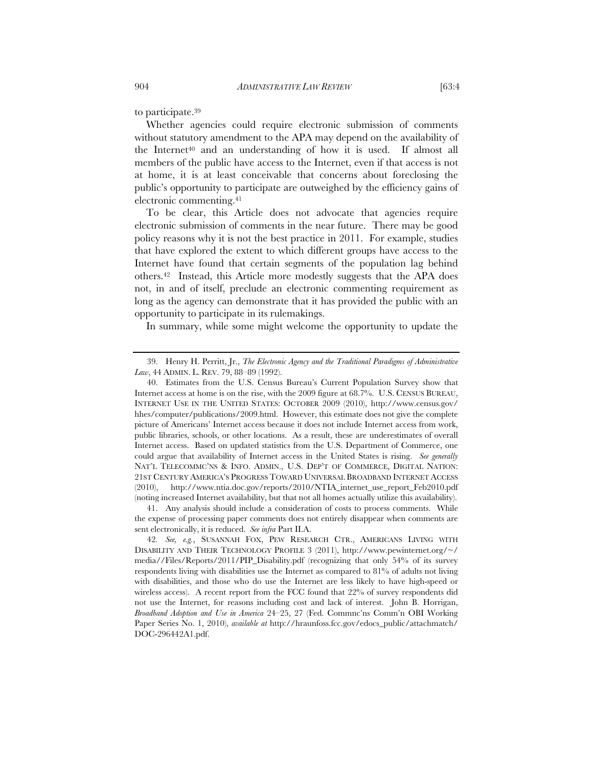to participate.[39]

Whether agencies could require electronic submission of comments without statutory amendment to the APA may depend on the availability of the Internet[40] and an understanding of how it is used. If almost all members of the public have access to the Internet, even if that access is not at home, it is at least conceivable that concerns about foreclosing the public's opportunity to participate are outweighed by the efficiency gains of electronic commenting.[41]

To be clear, this Article does not advocate that agencies require electronic submission of comments in the near future. There may be good policy reasons why it is not the best practice in 2011. For example, studies that have explored the extent to which different groups have access to the Internet have found that certain segments of the population lag behind others.[42] Instead, this Article more modestly suggests that the APA does not, in and of itself, preclude an electronic commenting requirement as long as the agency can demonstrate that it has provided the public with an opportunity to participate in its rulemakings.

In summary, while some might welcome the opportunity to update the

---

39. Henry H. Perritt, Jr., *The Electronic Agency and the Traditional Paradigms of Administrative Law*, 44 ADMIN. L. REV. 79, 88–89 (1992).

40. Estimates from the U.S. Census Bureau's Current Population Survey show that Internet access at home is on the rise, with the 2009 figure at 68.7%. U.S. CENSUS BUREAU, INTERNET USE IN THE UNITED STATES: OCTOBER 2009 (2010), http://www.census.gov/hhes/computer/publications/2009.html. However, this estimate does not give the complete picture of Americans' Internet access because it does not include Internet access from work, public libraries, schools, or other locations. As a result, these are underestimates of overall Internet access. Based on updated statistics from the U.S. Department of Commerce, one could argue that availability of Internet access in the United States is rising. *See generally* NAT'L TELECOMMC'NS & INFO. ADMIN., U.S. DEP'T OF COMMERCE, DIGITAL NATION: 21ST CENTURY AMERICA'S PROGRESS TOWARD UNIVERSAL BROADBAND INTERNET ACCESS (2010), http://www.ntia.doc.gov/reports/2010/NTIA_internet_use_report_Feb2010.pdf (noting increased Internet availability, but that not all homes actually utilize this availability).

41. Any analysis should include a consideration of costs to process comments. While the expense of processing paper comments does not entirely disappear when comments are sent electronically, it is reduced. *See infra* Part II.A.

42. *See, e.g.*, SUSANNAH FOX, PEW RESEARCH CTR., AMERICANS LIVING WITH DISABILITY AND THEIR TECHNOLOGY PROFILE 3 (2011), http://www.pewinternet.org/~/media//Files/Reports/2011/PIP_Disability.pdf (recognizing that only 54% of its survey respondents living with disabilities use the Internet as compared to 81% of adults not living with disabilities, and those who do use the Internet are less likely to have high-speed or wireless access). A recent report from the FCC found that 22% of survey respondents did not use the Internet, for reasons including cost and lack of interest. John B. Horrigan, *Broadband Adoption and Use in America* 24–25, 27 (Fed. Commnc'ns Comm'n OBI Working Paper Series No. 1, 2010), *available at* http://hraunfoss.fcc.gov/edocs_public/attachmatch/DOC-296442A1.pdf.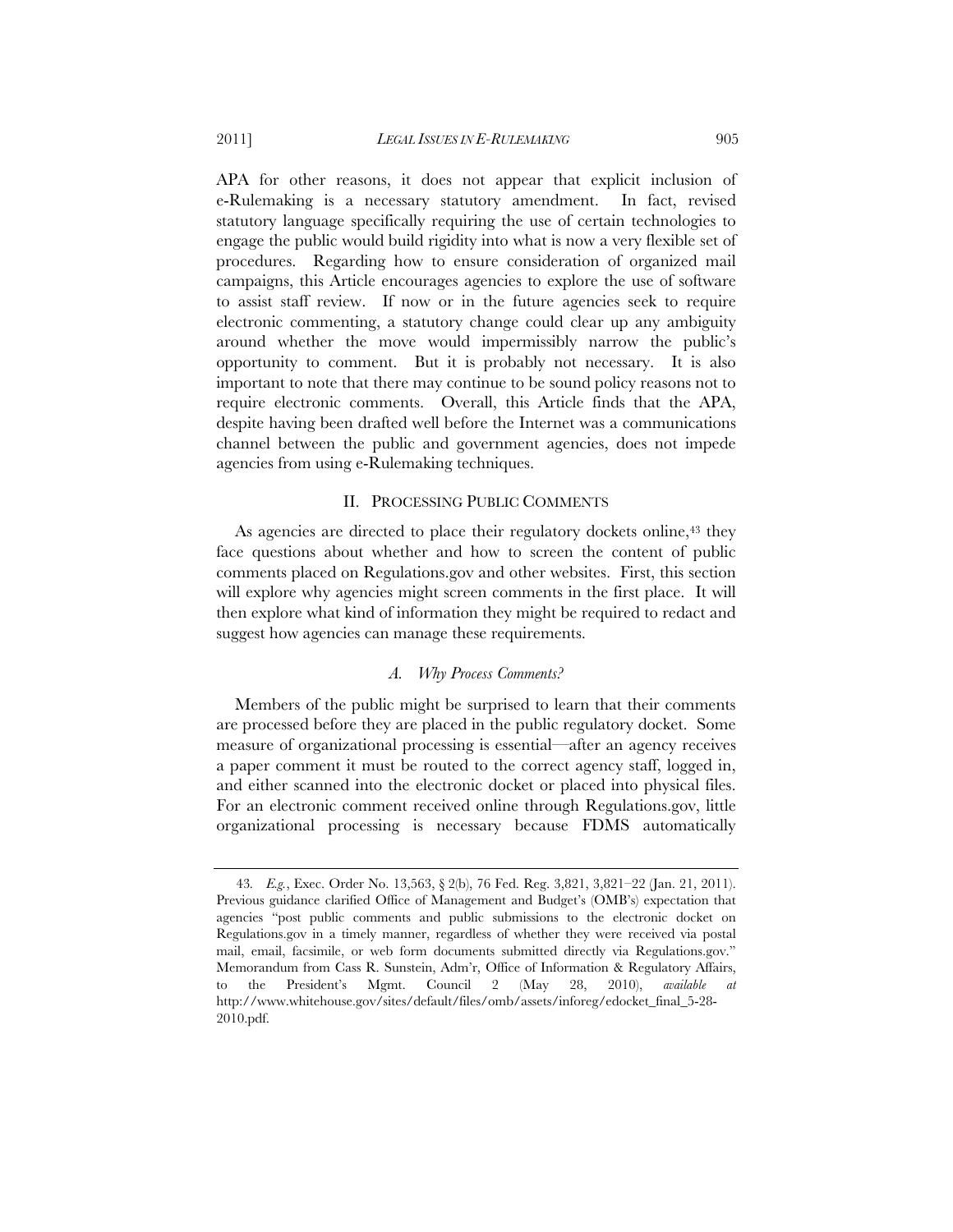APA for other reasons, it does not appear that explicit inclusion of e-Rulemaking is a necessary statutory amendment. In fact, revised statutory language specifically requiring the use of certain technologies to engage the public would build rigidity into what is now a very flexible set of procedures. Regarding how to ensure consideration of organized mail campaigns, this Article encourages agencies to explore the use of software to assist staff review. If now or in the future agencies seek to require electronic commenting, a statutory change could clear up any ambiguity around whether the move would impermissibly narrow the public's opportunity to comment. But it is probably not necessary. It is also important to note that there may continue to be sound policy reasons not to require electronic comments. Overall, this Article finds that the APA, despite having been drafted well before the Internet was a communications channel between the public and government agencies, does not impede agencies from using e-Rulemaking techniques.

## II. PROCESSING PUBLIC COMMENTS

As agencies are directed to place their regulatory dockets online,[43] they face questions about whether and how to screen the content of public comments placed on Regulations.gov and other websites. First, this section will explore why agencies might screen comments in the first place. It will then explore what kind of information they might be required to redact and suggest how agencies can manage these requirements.

### *A. Why Process Comments?*

Members of the public might be surprised to learn that their comments are processed before they are placed in the public regulatory docket. Some measure of organizational processing is essential—after an agency receives a paper comment it must be routed to the correct agency staff, logged in, and either scanned into the electronic docket or placed into physical files. For an electronic comment received online through Regulations.gov, little organizational processing is necessary because FDMS automatically

---

43. *E.g.*, Exec. Order No. 13,563, § 2(b), 76 Fed. Reg. 3,821, 3,821–22 (Jan. 21, 2011). Previous guidance clarified Office of Management and Budget's (OMB's) expectation that agencies "post public comments and public submissions to the electronic docket on Regulations.gov in a timely manner, regardless of whether they were received via postal mail, email, facsimile, or web form documents submitted directly via Regulations.gov." Memorandum from Cass R. Sunstein, Adm'r, Office of Information & Regulatory Affairs, to the President's Mgmt. Council 2 (May 28, 2010), *available at* http://www.whitehouse.gov/sites/default/files/omb/assets/inforeg/edocket_final_5-28-2010.pdf.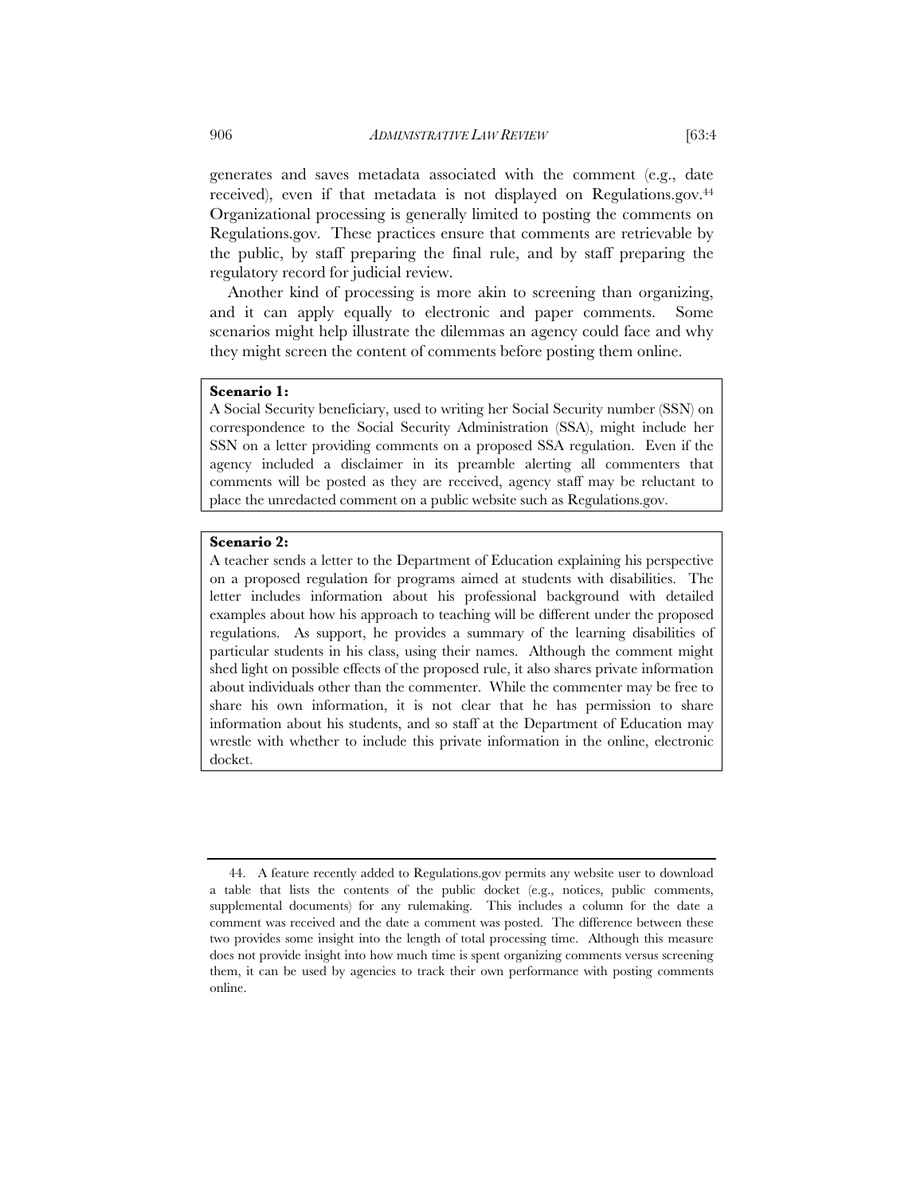generates and saves metadata associated with the comment (e.g., date received), even if that metadata is not displayed on Regulations.gov.[44] Organizational processing is generally limited to posting the comments on Regulations.gov. These practices ensure that comments are retrievable by the public, by staff preparing the final rule, and by staff preparing the regulatory record for judicial review.

Another kind of processing is more akin to screening than organizing, and it can apply equally to electronic and paper comments. Some scenarios might help illustrate the dilemmas an agency could face and why they might screen the content of comments before posting them online.

**Scenario 1:**
A Social Security beneficiary, used to writing her Social Security number (SSN) on correspondence to the Social Security Administration (SSA), might include her SSN on a letter providing comments on a proposed SSA regulation. Even if the agency included a disclaimer in its preamble alerting all commenters that comments will be posted as they are received, agency staff may be reluctant to place the unredacted comment on a public website such as Regulations.gov.

**Scenario 2:**
A teacher sends a letter to the Department of Education explaining his perspective on a proposed regulation for programs aimed at students with disabilities. The letter includes information about his professional background with detailed examples about how his approach to teaching will be different under the proposed regulations. As support, he provides a summary of the learning disabilities of particular students in his class, using their names. Although the comment might shed light on possible effects of the proposed rule, it also shares private information about individuals other than the commenter. While the commenter may be free to share his own information, it is not clear that he has permission to share information about his students, and so staff at the Department of Education may wrestle with whether to include this private information in the online, electronic docket.

---

44. A feature recently added to Regulations.gov permits any website user to download a table that lists the contents of the public docket (e.g., notices, public comments, supplemental documents) for any rulemaking. This includes a column for the date a comment was received and the date a comment was posted. The difference between these two provides some insight into the length of total processing time. Although this measure does not provide insight into how much time is spent organizing comments versus screening them, it can be used by agencies to track their own performance with posting comments online.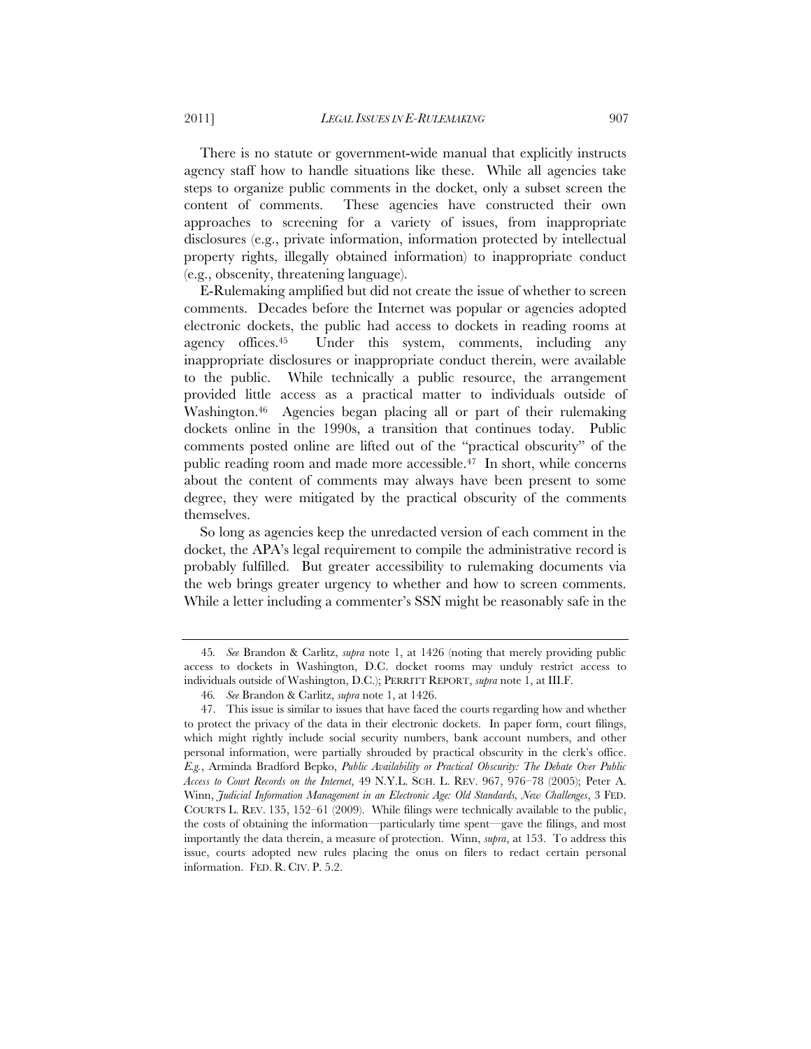There is no statute or government-wide manual that explicitly instructs agency staff how to handle situations like these. While all agencies take steps to organize public comments in the docket, only a subset screen the content of comments. These agencies have constructed their own approaches to screening for a variety of issues, from inappropriate disclosures (e.g., private information, information protected by intellectual property rights, illegally obtained information) to inappropriate conduct (e.g., obscenity, threatening language).

E-Rulemaking amplified but did not create the issue of whether to screen comments. Decades before the Internet was popular or agencies adopted electronic dockets, the public had access to dockets in reading rooms at agency offices.[45] Under this system, comments, including any inappropriate disclosures or inappropriate conduct therein, were available to the public. While technically a public resource, the arrangement provided little access as a practical matter to individuals outside of Washington.[46] Agencies began placing all or part of their rulemaking dockets online in the 1990s, a transition that continues today. Public comments posted online are lifted out of the "practical obscurity" of the public reading room and made more accessible.[47] In short, while concerns about the content of comments may always have been present to some degree, they were mitigated by the practical obscurity of the comments themselves.

So long as agencies keep the unredacted version of each comment in the docket, the APA's legal requirement to compile the administrative record is probably fulfilled. But greater accessibility to rulemaking documents via the web brings greater urgency to whether and how to screen comments. While a letter including a commenter's SSN might be reasonably safe in the

---

45. *See* Brandon & Carlitz, *supra* note 1, at 1426 (noting that merely providing public access to dockets in Washington, D.C. docket rooms may unduly restrict access to individuals outside of Washington, D.C.); PERRITT REPORT, *supra* note 1, at III.F.

46. *See* Brandon & Carlitz, *supra* note 1, at 1426.

47. This issue is similar to issues that have faced the courts regarding how and whether to protect the privacy of the data in their electronic dockets. In paper form, court filings, which might rightly include social security numbers, bank account numbers, and other personal information, were partially shrouded by practical obscurity in the clerk's office. *E.g.*, Arminda Bradford Bepko, *Public Availability or Practical Obscurity: The Debate Over Public Access to Court Records on the Internet*, 49 N.Y.L. SCH. L. REV. 967, 976–78 (2005); Peter A. Winn, *Judicial Information Management in an Electronic Age: Old Standards, New Challenges*, 3 FED. COURTS L. REV. 135, 152–61 (2009). While filings were technically available to the public, the costs of obtaining the information—particularly time spent—gave the filings, and most importantly the data therein, a measure of protection. Winn, *supra*, at 153. To address this issue, courts adopted new rules placing the onus on filers to redact certain personal information. FED. R. CIV. P. 5.2.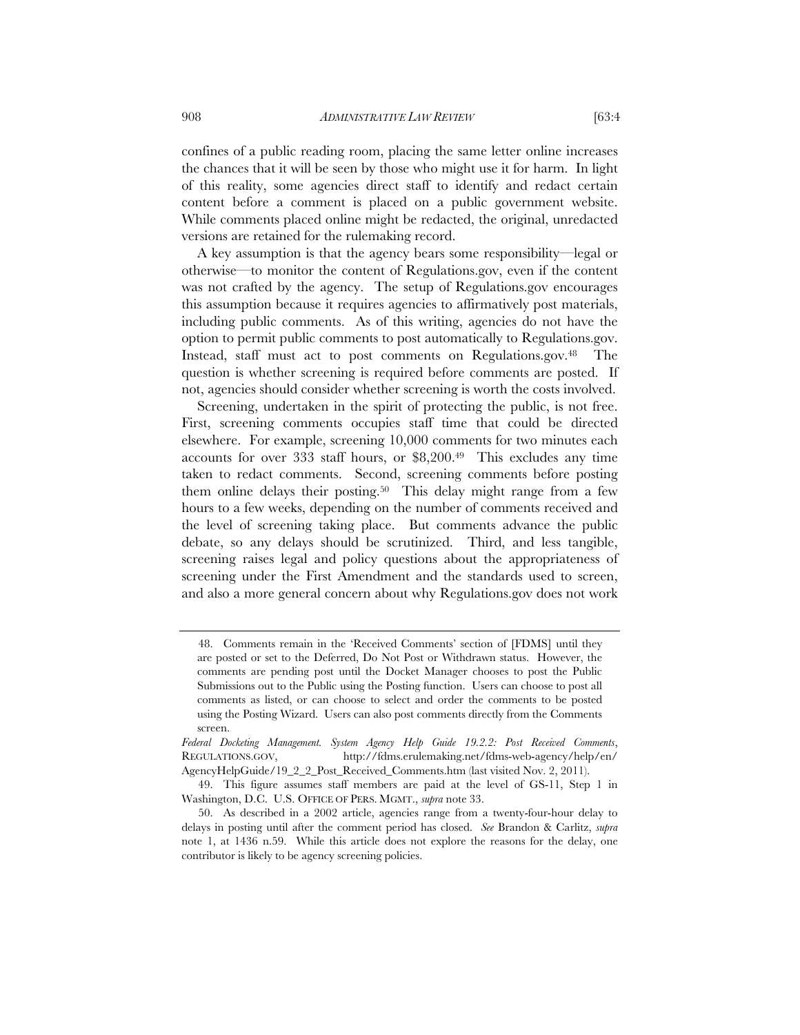confines of a public reading room, placing the same letter online increases the chances that it will be seen by those who might use it for harm. In light of this reality, some agencies direct staff to identify and redact certain content before a comment is placed on a public government website. While comments placed online might be redacted, the original, unredacted versions are retained for the rulemaking record.

A key assumption is that the agency bears some responsibility—legal or otherwise—to monitor the content of Regulations.gov, even if the content was not crafted by the agency. The setup of Regulations.gov encourages this assumption because it requires agencies to affirmatively post materials, including public comments. As of this writing, agencies do not have the option to permit public comments to post automatically to Regulations.gov. Instead, staff must act to post comments on Regulations.gov.[48] The question is whether screening is required before comments are posted. If not, agencies should consider whether screening is worth the costs involved.

Screening, undertaken in the spirit of protecting the public, is not free. First, screening comments occupies staff time that could be directed elsewhere. For example, screening 10,000 comments for two minutes each accounts for over 333 staff hours, or $8,200.[49] This excludes any time taken to redact comments. Second, screening comments before posting them online delays their posting.[50] This delay might range from a few hours to a few weeks, depending on the number of comments received and the level of screening taking place. But comments advance the public debate, so any delays should be scrutinized. Third, and less tangible, screening raises legal and policy questions about the appropriateness of screening under the First Amendment and the standards used to screen, and also a more general concern about why Regulations.gov does not work

---

48. Comments remain in the 'Received Comments' section of [FDMS] until they are posted or set to the Deferred, Do Not Post or Withdrawn status. However, the comments are pending post until the Docket Manager chooses to post the Public Submissions out to the Public using the Posting function. Users can choose to post all comments as listed, or can choose to select and order the comments to be posted using the Posting Wizard. Users can also post comments directly from the Comments screen.

*Federal Docketing Management. System Agency Help Guide 19.2.2: Post Received Comments*, REGULATIONS.GOV, http://fdms.erulemaking.net/fdms-web-agency/help/en/AgencyHelpGuide/19_2_2_Post_Received_Comments.htm (last visited Nov. 2, 2011).

49. This figure assumes staff members are paid at the level of GS-11, Step 1 in Washington, D.C. U.S. OFFICE OF PERS. MGMT., *supra* note 33.

50. As described in a 2002 article, agencies range from a twenty-four-hour delay to delays in posting until after the comment period has closed. *See* Brandon & Carlitz, *supra* note 1, at 1436 n.59. While this article does not explore the reasons for the delay, one contributor is likely to be agency screening policies.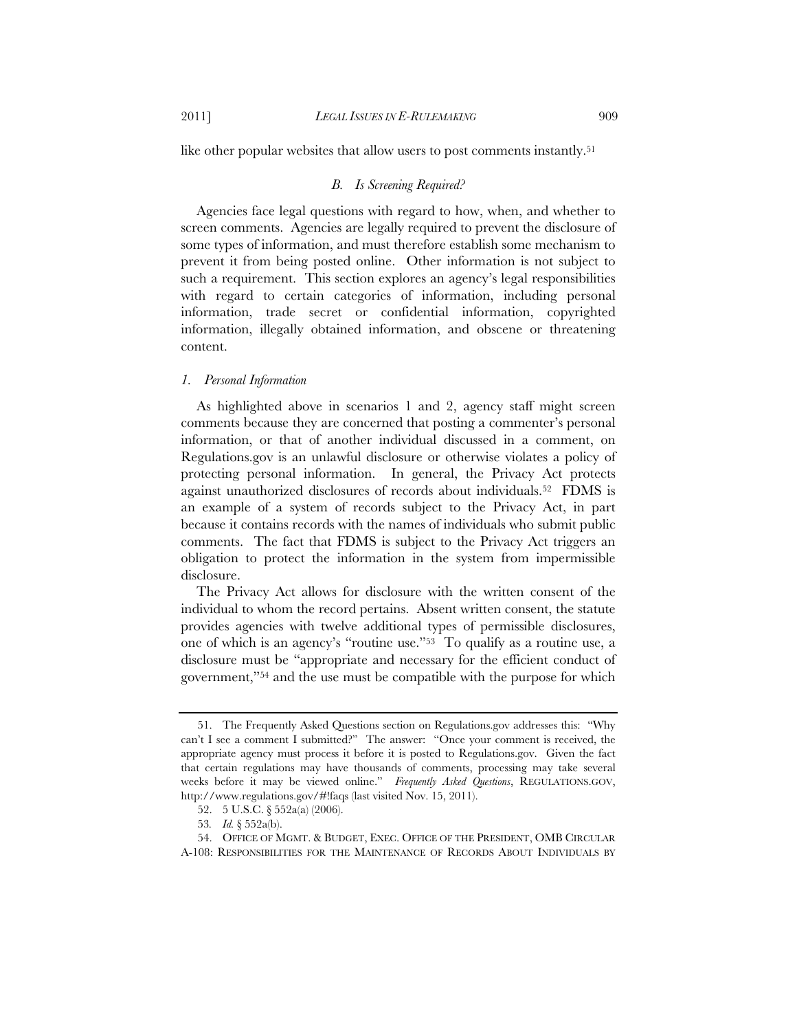like other popular websites that allow users to post comments instantly.[51]

### *B. Is Screening Required?*

Agencies face legal questions with regard to how, when, and whether to screen comments. Agencies are legally required to prevent the disclosure of some types of information, and must therefore establish some mechanism to prevent it from being posted online. Other information is not subject to such a requirement. This section explores an agency's legal responsibilities with regard to certain categories of information, including personal information, trade secret or confidential information, copyrighted information, illegally obtained information, and obscene or threatening content.

#### *1. Personal Information*

As highlighted above in scenarios 1 and 2, agency staff might screen comments because they are concerned that posting a commenter's personal information, or that of another individual discussed in a comment, on Regulations.gov is an unlawful disclosure or otherwise violates a policy of protecting personal information. In general, the Privacy Act protects against unauthorized disclosures of records about individuals.[52] FDMS is an example of a system of records subject to the Privacy Act, in part because it contains records with the names of individuals who submit public comments. The fact that FDMS is subject to the Privacy Act triggers an obligation to protect the information in the system from impermissible disclosure.

The Privacy Act allows for disclosure with the written consent of the individual to whom the record pertains. Absent written consent, the statute provides agencies with twelve additional types of permissible disclosures, one of which is an agency's "routine use."[53] To qualify as a routine use, a disclosure must be "appropriate and necessary for the efficient conduct of government,"[54] and the use must be compatible with the purpose for which

---

51. The Frequently Asked Questions section on Regulations.gov addresses this: "Why can't I see a comment I submitted?" The answer: "Once your comment is received, the appropriate agency must process it before it is posted to Regulations.gov. Given the fact that certain regulations may have thousands of comments, processing may take several weeks before it may be viewed online." *Frequently Asked Questions*, REGULATIONS.GOV, http://www.regulations.gov/#!faqs (last visited Nov. 15, 2011).

52. 5 U.S.C. § 552a(a) (2006).

53. *Id.* § 552a(b).

54. OFFICE OF MGMT. & BUDGET, EXEC. OFFICE OF THE PRESIDENT, OMB CIRCULAR A-108: RESPONSIBILITIES FOR THE MAINTENANCE OF RECORDS ABOUT INDIVIDUALS BY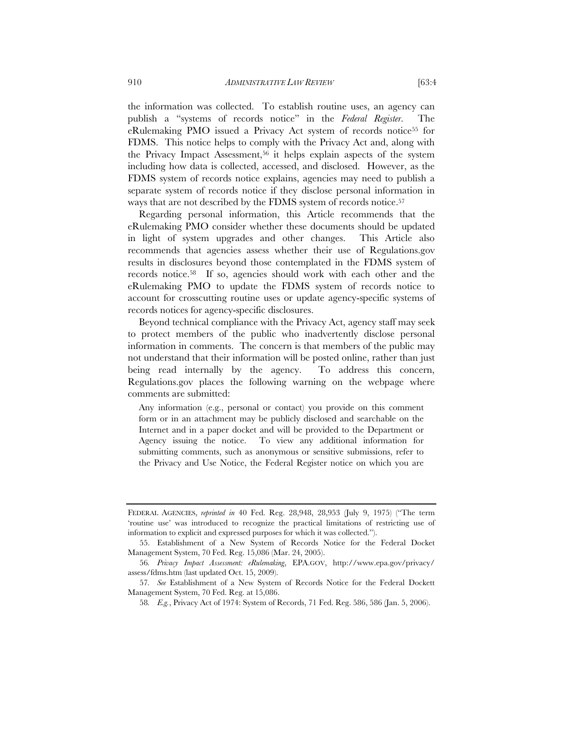the information was collected. To establish routine uses, an agency can publish a "systems of records notice" in the *Federal Register*. The eRulemaking PMO issued a Privacy Act system of records notice[55] for FDMS. This notice helps to comply with the Privacy Act and, along with the Privacy Impact Assessment,[56] it helps explain aspects of the system including how data is collected, accessed, and disclosed. However, as the FDMS system of records notice explains, agencies may need to publish a separate system of records notice if they disclose personal information in ways that are not described by the FDMS system of records notice.[57]

Regarding personal information, this Article recommends that the eRulemaking PMO consider whether these documents should be updated in light of system upgrades and other changes. This Article also recommends that agencies assess whether their use of Regulations.gov results in disclosures beyond those contemplated in the FDMS system of records notice.[58] If so, agencies should work with each other and the eRulemaking PMO to update the FDMS system of records notice to account for crosscutting routine uses or update agency-specific systems of records notices for agency-specific disclosures.

Beyond technical compliance with the Privacy Act, agency staff may seek to protect members of the public who inadvertently disclose personal information in comments. The concern is that members of the public may not understand that their information will be posted online, rather than just being read internally by the agency. To address this concern, Regulations.gov places the following warning on the webpage where comments are submitted:

> Any information (e.g., personal or contact) you provide on this comment form or in an attachment may be publicly disclosed and searchable on the Internet and in a paper docket and will be provided to the Department or Agency issuing the notice. To view any additional information for submitting comments, such as anonymous or sensitive submissions, refer to the Privacy and Use Notice, the Federal Register notice on which you are

---

FEDERAL AGENCIES, *reprinted in* 40 Fed. Reg. 28,948, 28,953 (July 9, 1975) ("The term 'routine use' was introduced to recognize the practical limitations of restricting use of information to explicit and expressed purposes for which it was collected.").

55. Establishment of a New System of Records Notice for the Federal Docket Management System, 70 Fed. Reg. 15,086 (Mar. 24, 2005).

56. *Privacy Impact Assessment: eRulemaking*, EPA.GOV, http://www.epa.gov/privacy/assess/fdms.htm (last updated Oct. 15, 2009).

57. *See* Establishment of a New System of Records Notice for the Federal Dockett Management System, 70 Fed. Reg. at 15,086.

58. *E.g.*, Privacy Act of 1974: System of Records, 71 Fed. Reg. 586, 586 (Jan. 5, 2006).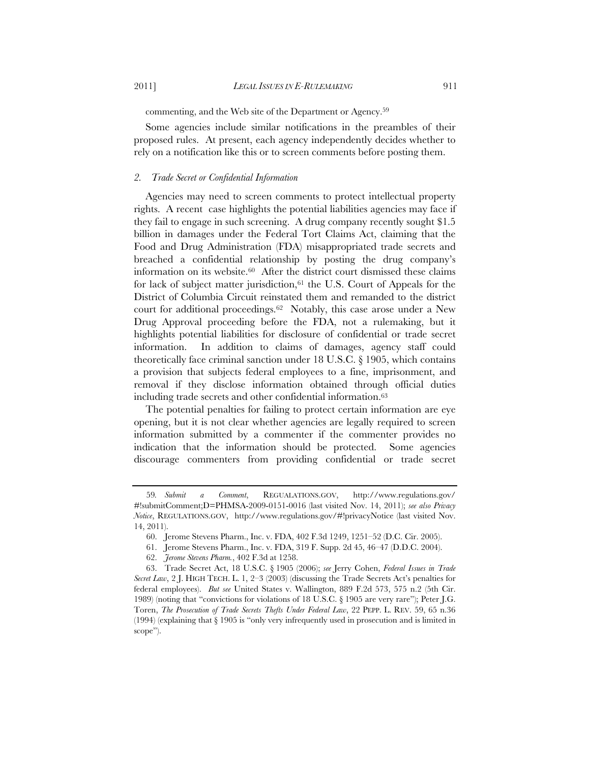commenting, and the Web site of the Department or Agency.[59]

Some agencies include similar notifications in the preambles of their proposed rules. At present, each agency independently decides whether to rely on a notification like this or to screen comments before posting them.

### 2. *Trade Secret or Confidential Information*

Agencies may need to screen comments to protect intellectual property rights. A recent case highlights the potential liabilities agencies may face if they fail to engage in such screening. A drug company recently sought $1.5 billion in damages under the Federal Tort Claims Act, claiming that the Food and Drug Administration (FDA) misappropriated trade secrets and breached a confidential relationship by posting the drug company's information on its website.[60] After the district court dismissed these claims for lack of subject matter jurisdiction,[61] the U.S. Court of Appeals for the District of Columbia Circuit reinstated them and remanded to the district court for additional proceedings.[62] Notably, this case arose under a New Drug Approval proceeding before the FDA, not a rulemaking, but it highlights potential liabilities for disclosure of confidential or trade secret information. In addition to claims of damages, agency staff could theoretically face criminal sanction under 18 U.S.C. § 1905, which contains a provision that subjects federal employees to a fine, imprisonment, and removal if they disclose information obtained through official duties including trade secrets and other confidential information.[63]

The potential penalties for failing to protect certain information are eye opening, but it is not clear whether agencies are legally required to screen information submitted by a commenter if the commenter provides no indication that the information should be protected. Some agencies discourage commenters from providing confidential or trade secret

---

59. *Submit a Comment*, REGUALATIONS.GOV, http://www.regulations.gov/#!submitComment;D=PHMSA-2009-0151-0016 (last visited Nov. 14, 2011); *see also Privacy Notice*, REGULATIONS.GOV, http://www.regulations.gov/#!privacyNotice (last visited Nov. 14, 2011).

60. Jerome Stevens Pharm., Inc. v. FDA, 402 F.3d 1249, 1251–52 (D.C. Cir. 2005).

61. Jerome Stevens Pharm., Inc. v. FDA, 319 F. Supp. 2d 45, 46–47 (D.D.C. 2004).

62. *Jerome Stevens Pharm.*, 402 F.3d at 1258.

63. Trade Secret Act, 18 U.S.C. § 1905 (2006); *see* Jerry Cohen, *Federal Issues in Trade Secret Law*, 2 J. HIGH TECH. L. 1, 2–3 (2003) (discussing the Trade Secrets Act's penalties for federal employees). *But see* United States v. Wallington, 889 F.2d 573, 575 n.2 (5th Cir. 1989) (noting that "convictions for violations of 18 U.S.C. § 1905 are very rare"); Peter J.G. Toren, *The Prosecution of Trade Secrets Thefts Under Federal Law*, 22 PEPP. L. REV. 59, 65 n.36 (1994) (explaining that § 1905 is "only very infrequently used in prosecution and is limited in scope").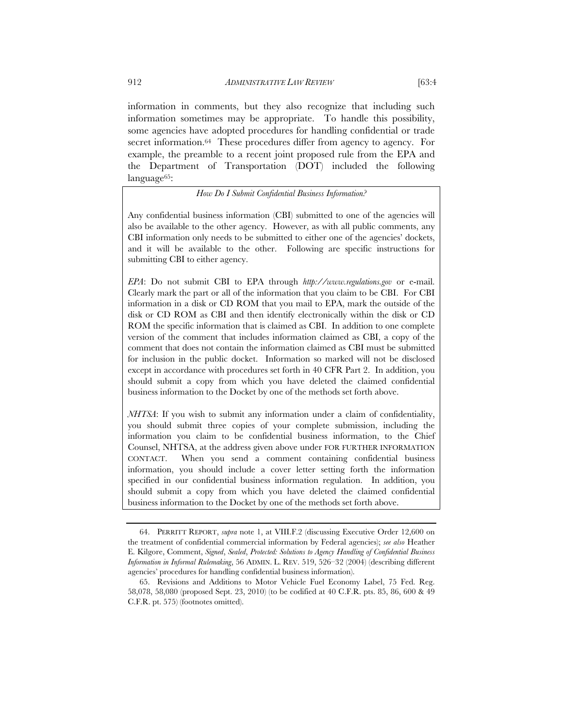information in comments, but they also recognize that including such information sometimes may be appropriate. To handle this possibility, some agencies have adopted procedures for handling confidential or trade secret information.[64] These procedures differ from agency to agency. For example, the preamble to a recent joint proposed rule from the EPA and the Department of Transportation (DOT) included the following language[65]:

> *How Do I Submit Confidential Business Information?*
>
> Any confidential business information (CBI) submitted to one of the agencies will also be available to the other agency. However, as with all public comments, any CBI information only needs to be submitted to either one of the agencies' dockets, and it will be available to the other. Following are specific instructions for submitting CBI to either agency.
>
> *EPA*: Do not submit CBI to EPA through *http://www.regulations.gov* or e-mail. Clearly mark the part or all of the information that you claim to be CBI. For CBI information in a disk or CD ROM that you mail to EPA, mark the outside of the disk or CD ROM as CBI and then identify electronically within the disk or CD ROM the specific information that is claimed as CBI. In addition to one complete version of the comment that includes information claimed as CBI, a copy of the comment that does not contain the information claimed as CBI must be submitted for inclusion in the public docket. Information so marked will not be disclosed except in accordance with procedures set forth in 40 CFR Part 2. In addition, you should submit a copy from which you have deleted the claimed confidential business information to the Docket by one of the methods set forth above.
>
> *NHTSA*: If you wish to submit any information under a claim of confidentiality, you should submit three copies of your complete submission, including the information you claim to be confidential business information, to the Chief Counsel, NHTSA, at the address given above under FOR FURTHER INFORMATION CONTACT. When you send a comment containing confidential business information, you should include a cover letter setting forth the information specified in our confidential business information regulation. In addition, you should submit a copy from which you have deleted the claimed confidential business information to the Docket by one of the methods set forth above.

---

64. PERRITT REPORT, *supra* note 1, at VIII.F.2 (discussing Executive Order 12,600 on the treatment of confidential commercial information by Federal agencies); *see also* Heather E. Kilgore, Comment, *Signed, Sealed, Protected: Solutions to Agency Handling of Confidential Business Information in Informal Rulemaking*, 56 ADMIN. L. REV. 519, 526–32 (2004) (describing different agencies' procedures for handling confidential business information).

65. Revisions and Additions to Motor Vehicle Fuel Economy Label, 75 Fed. Reg. 58,078, 58,080 (proposed Sept. 23, 2010) (to be codified at 40 C.F.R. pts. 85, 86, 600 & 49 C.F.R. pt. 575) (footnotes omitted).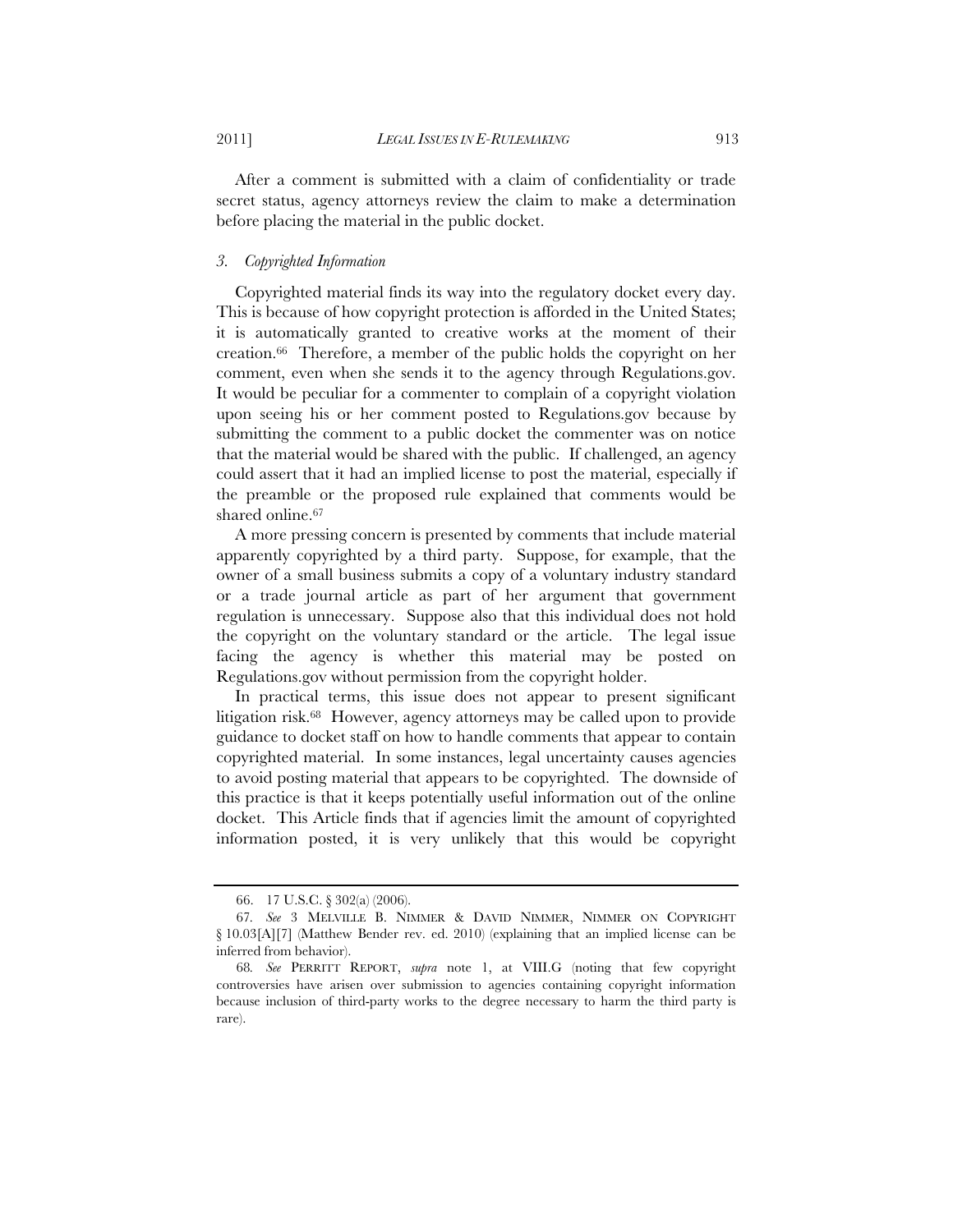After a comment is submitted with a claim of confidentiality or trade secret status, agency attorneys review the claim to make a determination before placing the material in the public docket.

### *3. Copyrighted Information*

Copyrighted material finds its way into the regulatory docket every day. This is because of how copyright protection is afforded in the United States; it is automatically granted to creative works at the moment of their creation.[66] Therefore, a member of the public holds the copyright on her comment, even when she sends it to the agency through Regulations.gov. It would be peculiar for a commenter to complain of a copyright violation upon seeing his or her comment posted to Regulations.gov because by submitting the comment to a public docket the commenter was on notice that the material would be shared with the public. If challenged, an agency could assert that it had an implied license to post the material, especially if the preamble or the proposed rule explained that comments would be shared online.[67]

A more pressing concern is presented by comments that include material apparently copyrighted by a third party. Suppose, for example, that the owner of a small business submits a copy of a voluntary industry standard or a trade journal article as part of her argument that government regulation is unnecessary. Suppose also that this individual does not hold the copyright on the voluntary standard or the article. The legal issue facing the agency is whether this material may be posted on Regulations.gov without permission from the copyright holder.

In practical terms, this issue does not appear to present significant litigation risk.[68] However, agency attorneys may be called upon to provide guidance to docket staff on how to handle comments that appear to contain copyrighted material. In some instances, legal uncertainty causes agencies to avoid posting material that appears to be copyrighted. The downside of this practice is that it keeps potentially useful information out of the online docket. This Article finds that if agencies limit the amount of copyrighted information posted, it is very unlikely that this would be copyright

---

66. 17 U.S.C. § 302(a) (2006).

67. *See* 3 MELVILLE B. NIMMER & DAVID NIMMER, NIMMER ON COPYRIGHT § 10.03[A][7] (Matthew Bender rev. ed. 2010) (explaining that an implied license can be inferred from behavior).

68. *See* PERRITT REPORT, *supra* note 1, at VIII.G (noting that few copyright controversies have arisen over submission to agencies containing copyright information because inclusion of third-party works to the degree necessary to harm the third party is rare).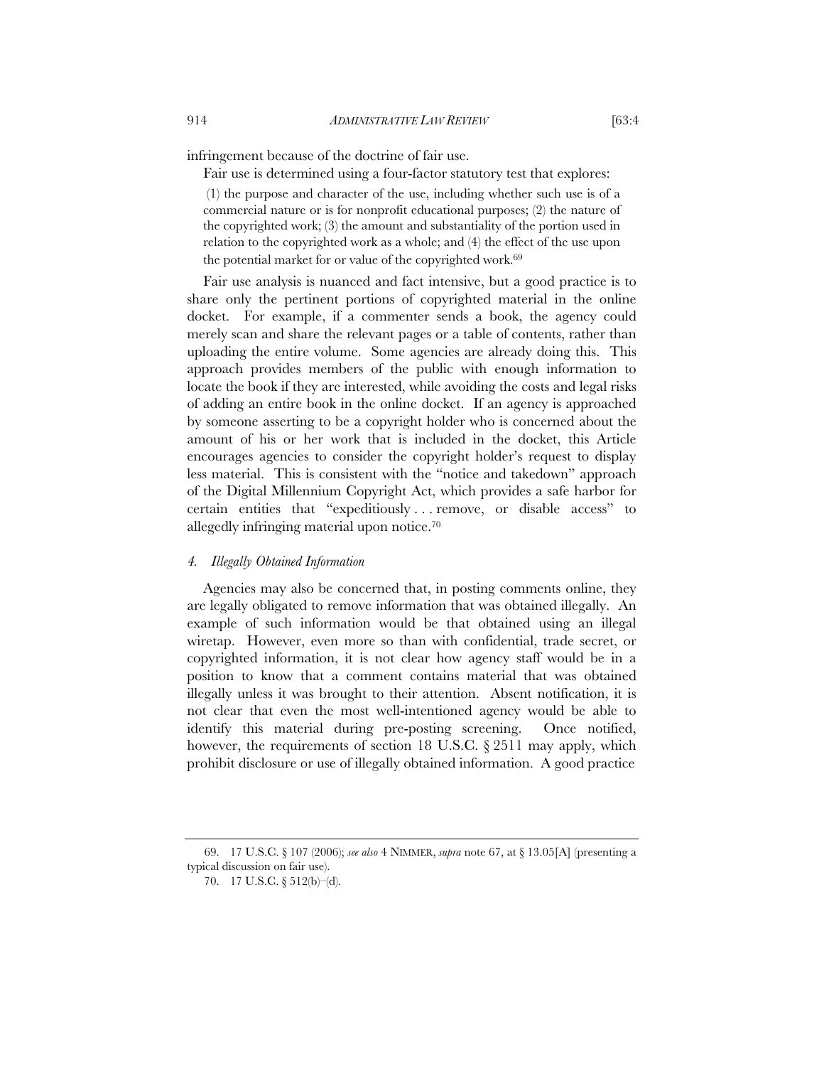infringement because of the doctrine of fair use.

Fair use is determined using a four-factor statutory test that explores:

> (1) the purpose and character of the use, including whether such use is of a commercial nature or is for nonprofit educational purposes; (2) the nature of the copyrighted work; (3) the amount and substantiality of the portion used in relation to the copyrighted work as a whole; and (4) the effect of the use upon the potential market for or value of the copyrighted work.[69]

Fair use analysis is nuanced and fact intensive, but a good practice is to share only the pertinent portions of copyrighted material in the online docket. For example, if a commenter sends a book, the agency could merely scan and share the relevant pages or a table of contents, rather than uploading the entire volume. Some agencies are already doing this. This approach provides members of the public with enough information to locate the book if they are interested, while avoiding the costs and legal risks of adding an entire book in the online docket. If an agency is approached by someone asserting to be a copyright holder who is concerned about the amount of his or her work that is included in the docket, this Article encourages agencies to consider the copyright holder's request to display less material. This is consistent with the "notice and takedown" approach of the Digital Millennium Copyright Act, which provides a safe harbor for certain entities that "expeditiously . . . remove, or disable access" to allegedly infringing material upon notice.[70]

#### *4. Illegally Obtained Information*

Agencies may also be concerned that, in posting comments online, they are legally obligated to remove information that was obtained illegally. An example of such information would be that obtained using an illegal wiretap. However, even more so than with confidential, trade secret, or copyrighted information, it is not clear how agency staff would be in a position to know that a comment contains material that was obtained illegally unless it was brought to their attention. Absent notification, it is not clear that even the most well-intentioned agency would be able to identify this material during pre-posting screening. Once notified, however, the requirements of section 18 U.S.C. § 2511 may apply, which prohibit disclosure or use of illegally obtained information. A good practice

---

69. 17 U.S.C. § 107 (2006); *see also* 4 NIMMER, *supra* note 67, at § 13.05[A] (presenting a typical discussion on fair use).

70. 17 U.S.C. § 512(b)–(d).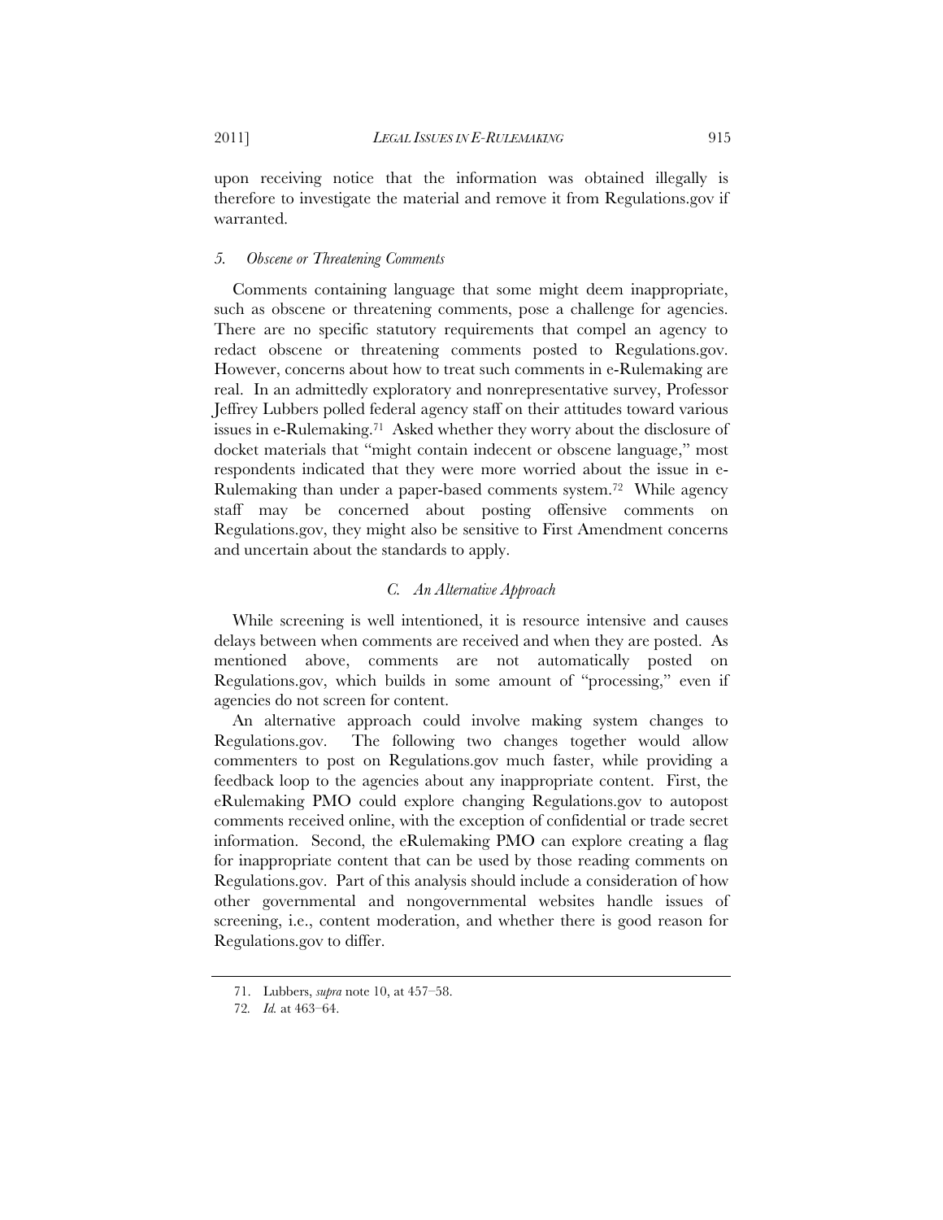upon receiving notice that the information was obtained illegally is therefore to investigate the material and remove it from Regulations.gov if warranted.

### *5. Obscene or Threatening Comments*

Comments containing language that some might deem inappropriate, such as obscene or threatening comments, pose a challenge for agencies. There are no specific statutory requirements that compel an agency to redact obscene or threatening comments posted to Regulations.gov. However, concerns about how to treat such comments in e-Rulemaking are real. In an admittedly exploratory and nonrepresentative survey, Professor Jeffrey Lubbers polled federal agency staff on their attitudes toward various issues in e-Rulemaking.[71] Asked whether they worry about the disclosure of docket materials that "might contain indecent or obscene language," most respondents indicated that they were more worried about the issue in e-Rulemaking than under a paper-based comments system.[72] While agency staff may be concerned about posting offensive comments on Regulations.gov, they might also be sensitive to First Amendment concerns and uncertain about the standards to apply.

## *C. An Alternative Approach*

While screening is well intentioned, it is resource intensive and causes delays between when comments are received and when they are posted. As mentioned above, comments are not automatically posted on Regulations.gov, which builds in some amount of "processing," even if agencies do not screen for content.

An alternative approach could involve making system changes to Regulations.gov. The following two changes together would allow commenters to post on Regulations.gov much faster, while providing a feedback loop to the agencies about any inappropriate content. First, the eRulemaking PMO could explore changing Regulations.gov to autopost comments received online, with the exception of confidential or trade secret information. Second, the eRulemaking PMO can explore creating a flag for inappropriate content that can be used by those reading comments on Regulations.gov. Part of this analysis should include a consideration of how other governmental and nongovernmental websites handle issues of screening, i.e., content moderation, and whether there is good reason for Regulations.gov to differ.

---

71. Lubbers, *supra* note 10, at 457–58.

72. *Id.* at 463–64.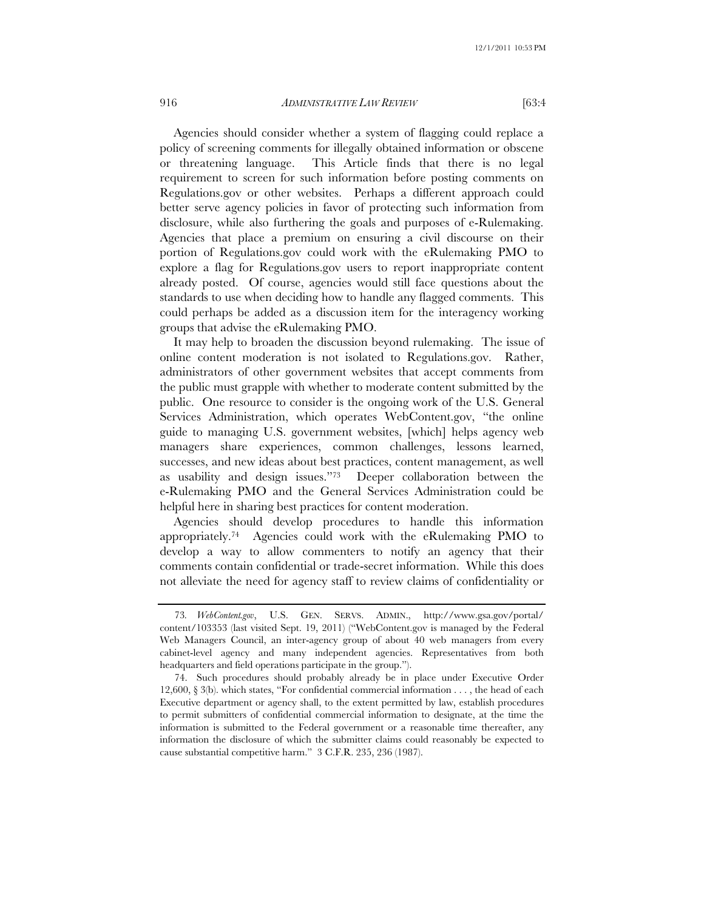Agencies should consider whether a system of flagging could replace a policy of screening comments for illegally obtained information or obscene or threatening language. This Article finds that there is no legal requirement to screen for such information before posting comments on Regulations.gov or other websites. Perhaps a different approach could better serve agency policies in favor of protecting such information from disclosure, while also furthering the goals and purposes of e-Rulemaking. Agencies that place a premium on ensuring a civil discourse on their portion of Regulations.gov could work with the eRulemaking PMO to explore a flag for Regulations.gov users to report inappropriate content already posted. Of course, agencies would still face questions about the standards to use when deciding how to handle any flagged comments. This could perhaps be added as a discussion item for the interagency working groups that advise the eRulemaking PMO.

It may help to broaden the discussion beyond rulemaking. The issue of online content moderation is not isolated to Regulations.gov. Rather, administrators of other government websites that accept comments from the public must grapple with whether to moderate content submitted by the public. One resource to consider is the ongoing work of the U.S. General Services Administration, which operates WebContent.gov, "the online guide to managing U.S. government websites, [which] helps agency web managers share experiences, common challenges, lessons learned, successes, and new ideas about best practices, content management, as well as usability and design issues."[73] Deeper collaboration between the e-Rulemaking PMO and the General Services Administration could be helpful here in sharing best practices for content moderation.

Agencies should develop procedures to handle this information appropriately.[74] Agencies could work with the eRulemaking PMO to develop a way to allow commenters to notify an agency that their comments contain confidential or trade-secret information. While this does not alleviate the need for agency staff to review claims of confidentiality or

---

73. *WebContent.gov*, U.S. GEN. SERVS. ADMIN., http://www.gsa.gov/portal/content/103353 (last visited Sept. 19, 2011) ("WebContent.gov is managed by the Federal Web Managers Council, an inter-agency group of about 40 web managers from every cabinet-level agency and many independent agencies. Representatives from both headquarters and field operations participate in the group.").

74. Such procedures should probably already be in place under Executive Order 12,600, § 3(b). which states, "For confidential commercial information . . . , the head of each Executive department or agency shall, to the extent permitted by law, establish procedures to permit submitters of confidential commercial information to designate, at the time the information is submitted to the Federal government or a reasonable time thereafter, any information the disclosure of which the submitter claims could reasonably be expected to cause substantial competitive harm." 3 C.F.R. 235, 236 (1987).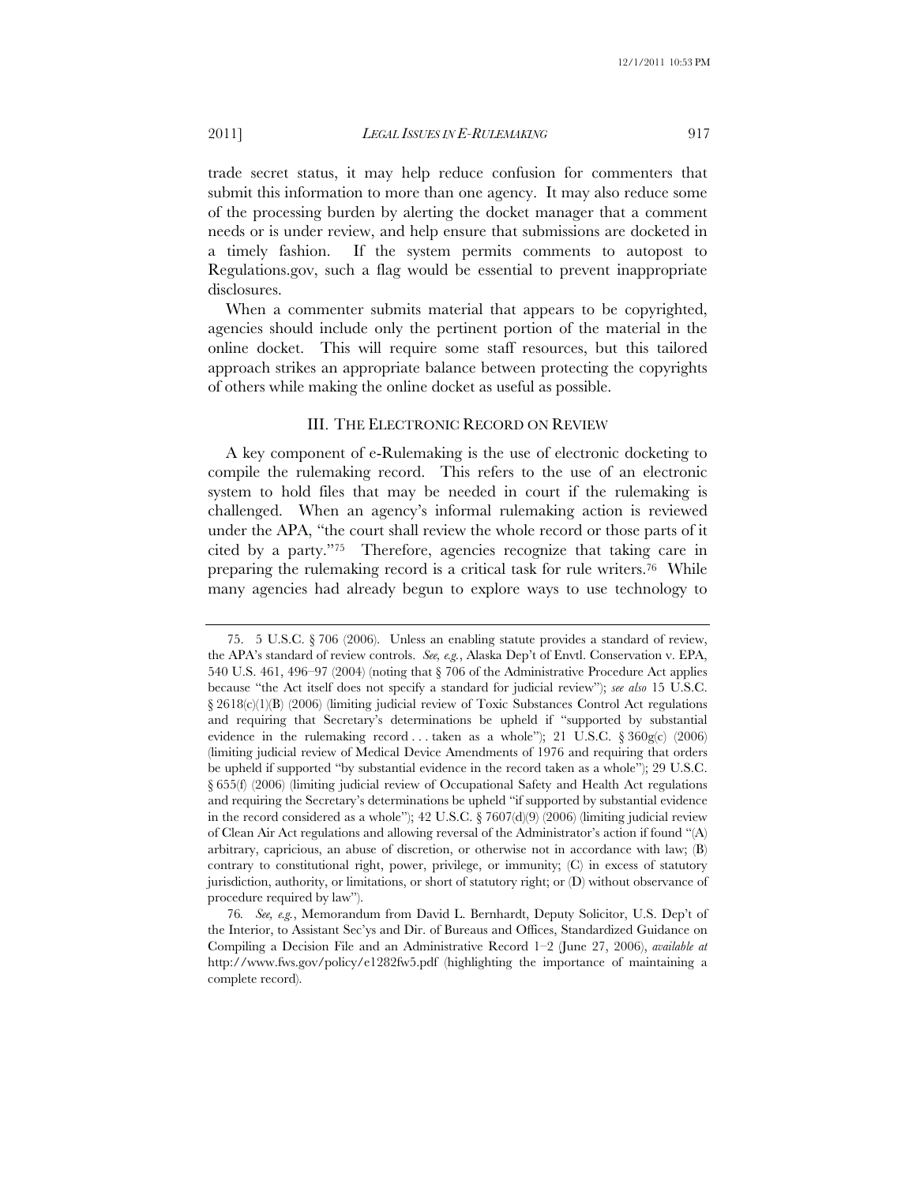trade secret status, it may help reduce confusion for commenters that submit this information to more than one agency. It may also reduce some of the processing burden by alerting the docket manager that a comment needs or is under review, and help ensure that submissions are docketed in a timely fashion. If the system permits comments to autopost to Regulations.gov, such a flag would be essential to prevent inappropriate disclosures.

When a commenter submits material that appears to be copyrighted, agencies should include only the pertinent portion of the material in the online docket. This will require some staff resources, but this tailored approach strikes an appropriate balance between protecting the copyrights of others while making the online docket as useful as possible.

## III. THE ELECTRONIC RECORD ON REVIEW

A key component of e-Rulemaking is the use of electronic docketing to compile the rulemaking record. This refers to the use of an electronic system to hold files that may be needed in court if the rulemaking is challenged. When an agency's informal rulemaking action is reviewed under the APA, "the court shall review the whole record or those parts of it cited by a party."[75] Therefore, agencies recognize that taking care in preparing the rulemaking record is a critical task for rule writers.[76] While many agencies had already begun to explore ways to use technology to

---

75. 5 U.S.C. § 706 (2006). Unless an enabling statute provides a standard of review, the APA's standard of review controls. *See, e.g.*, Alaska Dep't of Envtl. Conservation v. EPA, 540 U.S. 461, 496–97 (2004) (noting that § 706 of the Administrative Procedure Act applies because "the Act itself does not specify a standard for judicial review"); *see also* 15 U.S.C. § 2618(c)(1)(B) (2006) (limiting judicial review of Toxic Substances Control Act regulations and requiring that Secretary's determinations be upheld if "supported by substantial evidence in the rulemaking record . . . taken as a whole"); 21 U.S.C. § 360g(c) (2006) (limiting judicial review of Medical Device Amendments of 1976 and requiring that orders be upheld if supported "by substantial evidence in the record taken as a whole"); 29 U.S.C. § 655(f) (2006) (limiting judicial review of Occupational Safety and Health Act regulations and requiring the Secretary's determinations be upheld "if supported by substantial evidence in the record considered as a whole"); 42 U.S.C. § 7607(d)(9) (2006) (limiting judicial review of Clean Air Act regulations and allowing reversal of the Administrator's action if found "(A) arbitrary, capricious, an abuse of discretion, or otherwise not in accordance with law; (B) contrary to constitutional right, power, privilege, or immunity; (C) in excess of statutory jurisdiction, authority, or limitations, or short of statutory right; or (D) without observance of procedure required by law").

76. *See, e.g.*, Memorandum from David L. Bernhardt, Deputy Solicitor, U.S. Dep't of the Interior, to Assistant Sec'ys and Dir. of Bureaus and Offices, Standardized Guidance on Compiling a Decision File and an Administrative Record 1–2 (June 27, 2006), *available at* http://www.fws.gov/policy/e1282fw5.pdf (highlighting the importance of maintaining a complete record).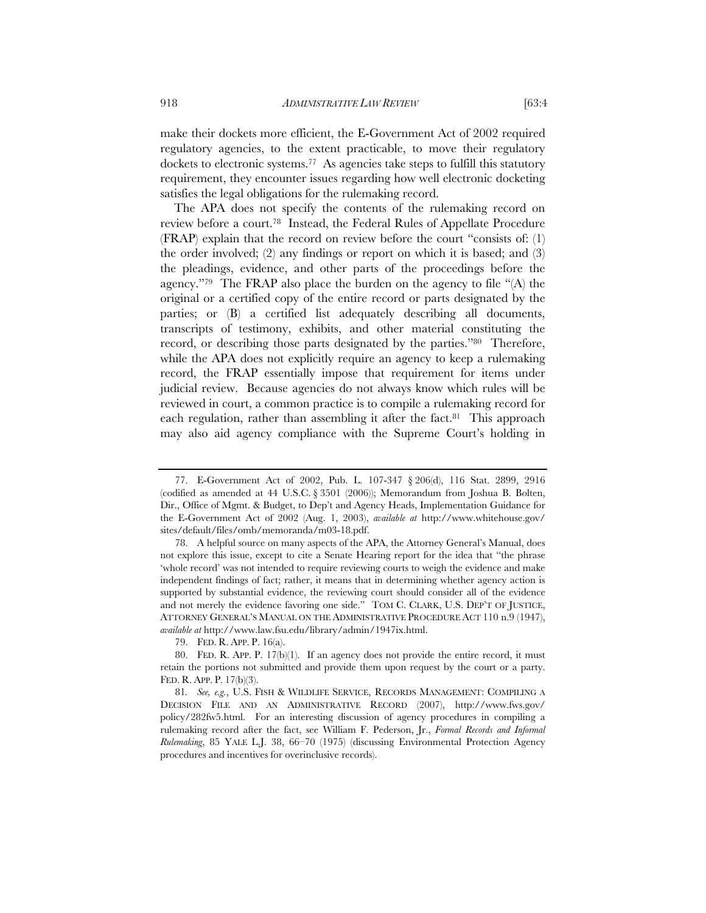make their dockets more efficient, the E-Government Act of 2002 required regulatory agencies, to the extent practicable, to move their regulatory dockets to electronic systems.[77] As agencies take steps to fulfill this statutory requirement, they encounter issues regarding how well electronic docketing satisfies the legal obligations for the rulemaking record.

The APA does not specify the contents of the rulemaking record on review before a court.[78] Instead, the Federal Rules of Appellate Procedure (FRAP) explain that the record on review before the court "consists of: (1) the order involved; (2) any findings or report on which it is based; and (3) the pleadings, evidence, and other parts of the proceedings before the agency."[79] The FRAP also place the burden on the agency to file "(A) the original or a certified copy of the entire record or parts designated by the parties; or (B) a certified list adequately describing all documents, transcripts of testimony, exhibits, and other material constituting the record, or describing those parts designated by the parties."[80] Therefore, while the APA does not explicitly require an agency to keep a rulemaking record, the FRAP essentially impose that requirement for items under judicial review. Because agencies do not always know which rules will be reviewed in court, a common practice is to compile a rulemaking record for each regulation, rather than assembling it after the fact.[81] This approach may also aid agency compliance with the Supreme Court's holding in

---

77. E-Government Act of 2002, Pub. L. 107-347 § 206(d), 116 Stat. 2899, 2916 (codified as amended at 44 U.S.C. § 3501 (2006)); Memorandum from Joshua B. Bolten, Dir., Office of Mgmt. & Budget, to Dep't and Agency Heads, Implementation Guidance for the E-Government Act of 2002 (Aug. 1, 2003), *available at* http://www.whitehouse.gov/sites/default/files/omb/memoranda/m03-18.pdf.

78. A helpful source on many aspects of the APA, the Attorney General's Manual, does not explore this issue, except to cite a Senate Hearing report for the idea that "the phrase 'whole record' was not intended to require reviewing courts to weigh the evidence and make independent findings of fact; rather, it means that in determining whether agency action is supported by substantial evidence, the reviewing court should consider all of the evidence and not merely the evidence favoring one side." TOM C. CLARK, U.S. DEP'T OF JUSTICE, ATTORNEY GENERAL'S MANUAL ON THE ADMINISTRATIVE PROCEDURE ACT 110 n.9 (1947), *available at* http://www.law.fsu.edu/library/admin/1947ix.html.

79. FED. R. APP. P. 16(a).

80. FED. R. APP. P. 17(b)(1). If an agency does not provide the entire record, it must retain the portions not submitted and provide them upon request by the court or a party. FED. R. APP. P. 17(b)(3).

81. *See, e.g.*, U.S. FISH & WILDLIFE SERVICE, RECORDS MANAGEMENT: COMPILING A DECISION FILE AND AN ADMINISTRATIVE RECORD (2007), http://www.fws.gov/policy/282fw5.html. For an interesting discussion of agency procedures in compiling a rulemaking record after the fact, see William F. Pederson, Jr., *Formal Records and Informal Rulemaking*, 85 YALE L.J. 38, 66–70 (1975) (discussing Environmental Protection Agency procedures and incentives for overinclusive records).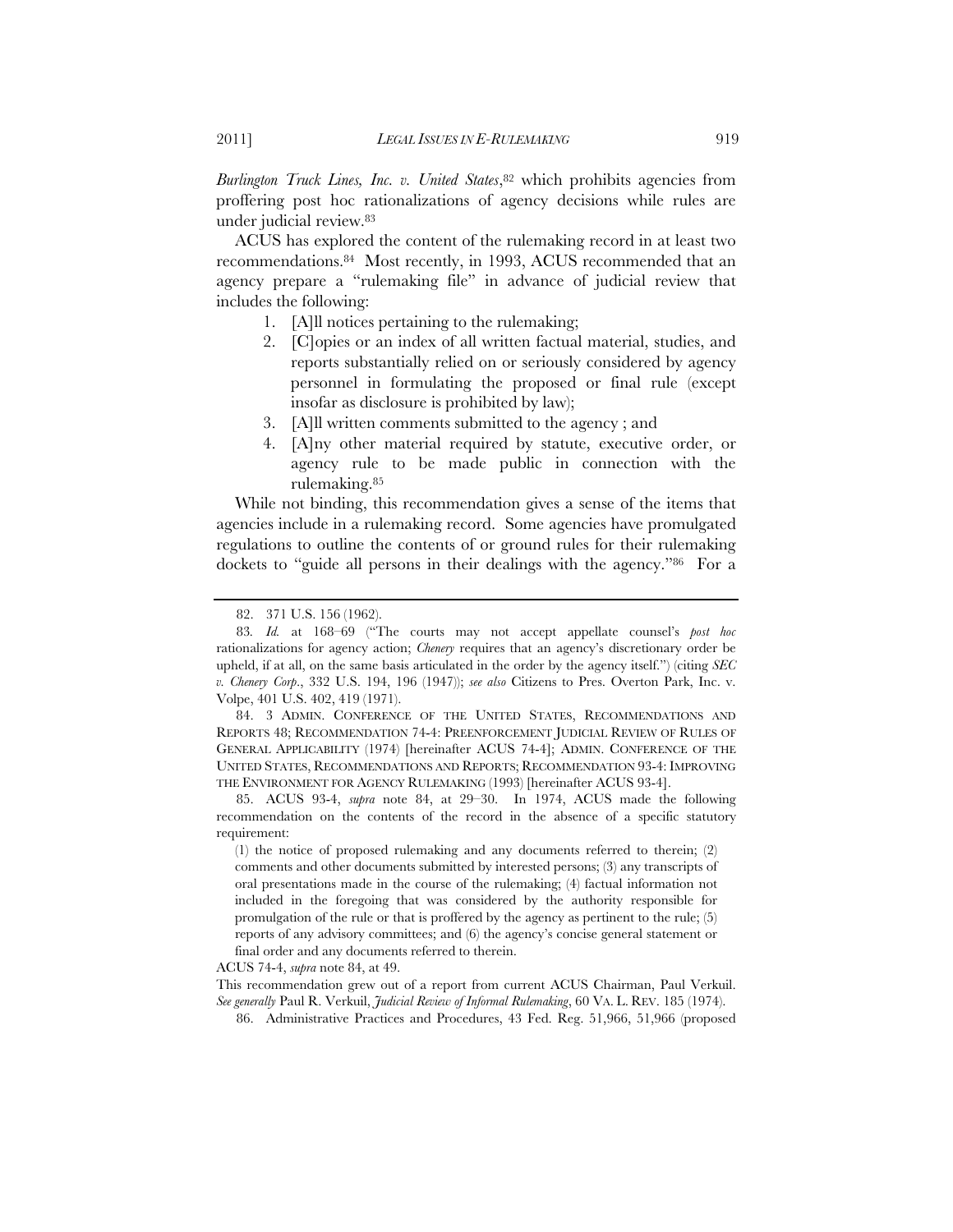*Burlington Truck Lines, Inc. v. United States*,[82] which prohibits agencies from proffering post hoc rationalizations of agency decisions while rules are under judicial review.[83]

ACUS has explored the content of the rulemaking record in at least two recommendations.[84] Most recently, in 1993, ACUS recommended that an agency prepare a "rulemaking file" in advance of judicial review that includes the following:

1. [A]ll notices pertaining to the rulemaking;
2. [C]opies or an index of all written factual material, studies, and reports substantially relied on or seriously considered by agency personnel in formulating the proposed or final rule (except insofar as disclosure is prohibited by law);
3. [A]ll written comments submitted to the agency ; and
4. [A]ny other material required by statute, executive order, or agency rule to be made public in connection with the rulemaking.[85]

While not binding, this recommendation gives a sense of the items that agencies include in a rulemaking record. Some agencies have promulgated regulations to outline the contents of or ground rules for their rulemaking dockets to "guide all persons in their dealings with the agency."[86] For a

---

82. 371 U.S. 156 (1962).

83. *Id.* at 168–69 ("The courts may not accept appellate counsel's *post hoc* rationalizations for agency action; *Chenery* requires that an agency's discretionary order be upheld, if at all, on the same basis articulated in the order by the agency itself.") (citing *SEC v. Chenery Corp*., 332 U.S. 194, 196 (1947)); *see also* Citizens to Pres. Overton Park, Inc. v. Volpe, 401 U.S. 402, 419 (1971).

84. 3 ADMIN. CONFERENCE OF THE UNITED STATES, RECOMMENDATIONS AND REPORTS 48; RECOMMENDATION 74-4: PREENFORCEMENT JUDICIAL REVIEW OF RULES OF GENERAL APPLICABILITY (1974) [hereinafter ACUS 74-4]; ADMIN. CONFERENCE OF THE UNITED STATES, RECOMMENDATIONS AND REPORTS; RECOMMENDATION 93-4: IMPROVING THE ENVIRONMENT FOR AGENCY RULEMAKING (1993) [hereinafter ACUS 93-4].

85. ACUS 93-4, *supra* note 84, at 29–30. In 1974, ACUS made the following recommendation on the contents of the record in the absence of a specific statutory requirement:

> (1) the notice of proposed rulemaking and any documents referred to therein; (2) comments and other documents submitted by interested persons; (3) any transcripts of oral presentations made in the course of the rulemaking; (4) factual information not included in the foregoing that was considered by the authority responsible for promulgation of the rule or that is proffered by the agency as pertinent to the rule; (5) reports of any advisory committees; and (6) the agency's concise general statement or final order and any documents referred to therein.

ACUS 74-4, *supra* note 84, at 49.

This recommendation grew out of a report from current ACUS Chairman, Paul Verkuil. *See generally* Paul R. Verkuil, *Judicial Review of Informal Rulemaking*, 60 VA. L. REV. 185 (1974).

86. Administrative Practices and Procedures, 43 Fed. Reg. 51,966, 51,966 (proposed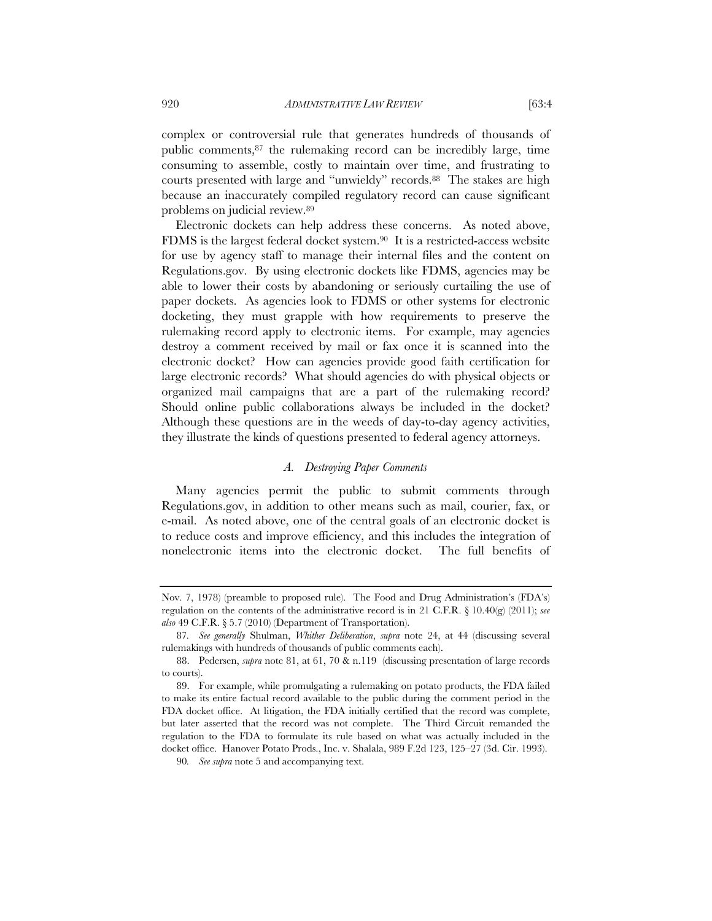complex or controversial rule that generates hundreds of thousands of public comments,[87] the rulemaking record can be incredibly large, time consuming to assemble, costly to maintain over time, and frustrating to courts presented with large and "unwieldy" records.[88] The stakes are high because an inaccurately compiled regulatory record can cause significant problems on judicial review.[89]

Electronic dockets can help address these concerns. As noted above, FDMS is the largest federal docket system.[90] It is a restricted-access website for use by agency staff to manage their internal files and the content on Regulations.gov. By using electronic dockets like FDMS, agencies may be able to lower their costs by abandoning or seriously curtailing the use of paper dockets. As agencies look to FDMS or other systems for electronic docketing, they must grapple with how requirements to preserve the rulemaking record apply to electronic items. For example, may agencies destroy a comment received by mail or fax once it is scanned into the electronic docket? How can agencies provide good faith certification for large electronic records? What should agencies do with physical objects or organized mail campaigns that are a part of the rulemaking record? Should online public collaborations always be included in the docket? Although these questions are in the weeds of day-to-day agency activities, they illustrate the kinds of questions presented to federal agency attorneys.

### *A. Destroying Paper Comments*

Many agencies permit the public to submit comments through Regulations.gov, in addition to other means such as mail, courier, fax, or e-mail. As noted above, one of the central goals of an electronic docket is to reduce costs and improve efficiency, and this includes the integration of nonelectronic items into the electronic docket. The full benefits of

---

Nov. 7, 1978) (preamble to proposed rule). The Food and Drug Administration's (FDA's) regulation on the contents of the administrative record is in 21 C.F.R. § 10.40(g) (2011); *see also* 49 C.F.R. § 5.7 (2010) (Department of Transportation).

87. *See generally* Shulman, *Whither Deliberation*, *supra* note 24, at 44 (discussing several rulemakings with hundreds of thousands of public comments each).

88. Pedersen, *supra* note 81, at 61, 70 & n.119 (discussing presentation of large records to courts).

89. For example, while promulgating a rulemaking on potato products, the FDA failed to make its entire factual record available to the public during the comment period in the FDA docket office. At litigation, the FDA initially certified that the record was complete, but later asserted that the record was not complete. The Third Circuit remanded the regulation to the FDA to formulate its rule based on what was actually included in the docket office. Hanover Potato Prods., Inc. v. Shalala, 989 F.2d 123, 125–27 (3d. Cir. 1993).

90. *See supra* note 5 and accompanying text.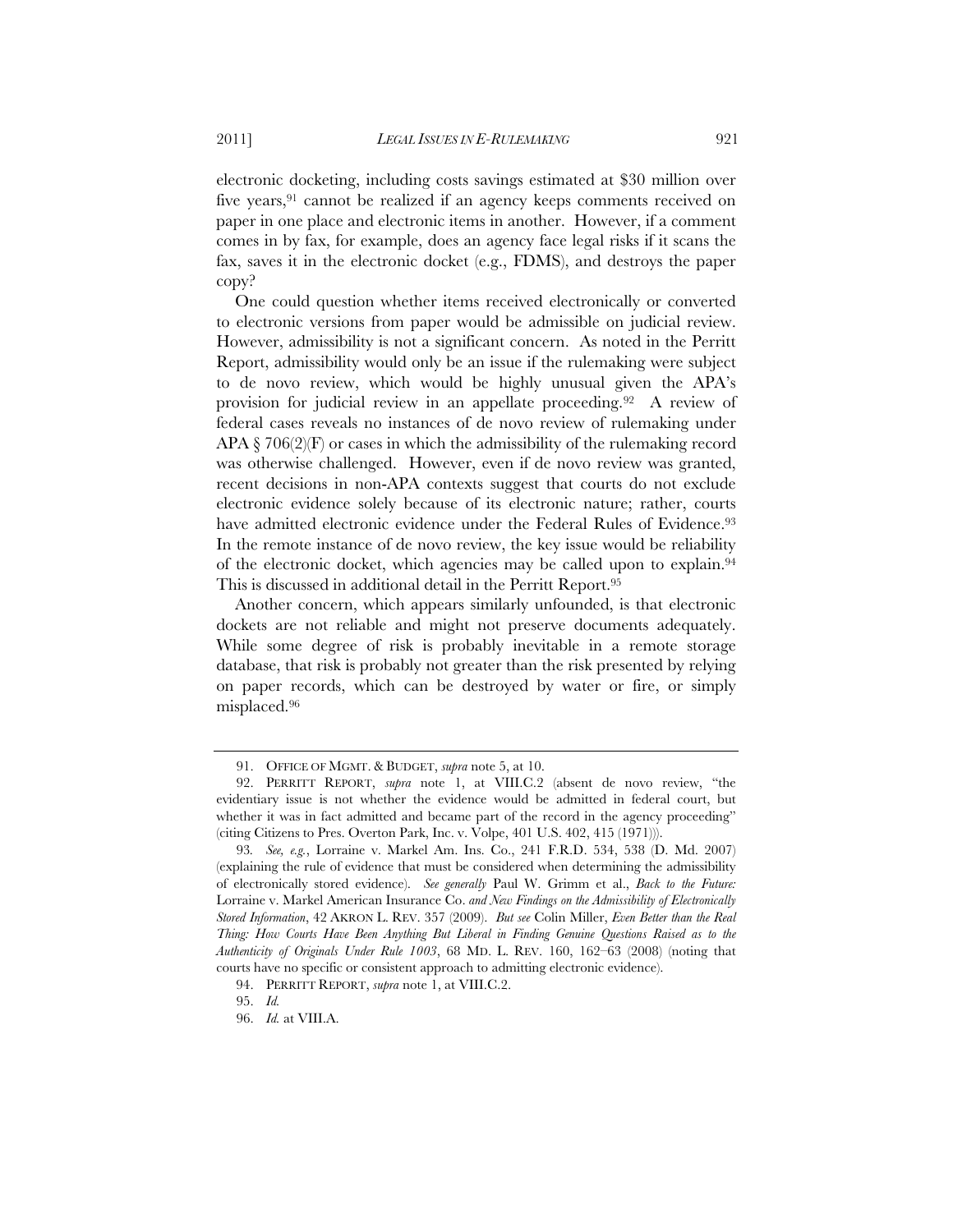electronic docketing, including costs savings estimated at $30 million over five years,[91] cannot be realized if an agency keeps comments received on paper in one place and electronic items in another. However, if a comment comes in by fax, for example, does an agency face legal risks if it scans the fax, saves it in the electronic docket (e.g., FDMS), and destroys the paper copy?

One could question whether items received electronically or converted to electronic versions from paper would be admissible on judicial review. However, admissibility is not a significant concern. As noted in the Perritt Report, admissibility would only be an issue if the rulemaking were subject to de novo review, which would be highly unusual given the APA's provision for judicial review in an appellate proceeding.[92] A review of federal cases reveals no instances of de novo review of rulemaking under APA § 706(2)(F) or cases in which the admissibility of the rulemaking record was otherwise challenged. However, even if de novo review was granted, recent decisions in non-APA contexts suggest that courts do not exclude electronic evidence solely because of its electronic nature; rather, courts have admitted electronic evidence under the Federal Rules of Evidence.[93] In the remote instance of de novo review, the key issue would be reliability of the electronic docket, which agencies may be called upon to explain.[94] This is discussed in additional detail in the Perritt Report.[95]

Another concern, which appears similarly unfounded, is that electronic dockets are not reliable and might not preserve documents adequately. While some degree of risk is probably inevitable in a remote storage database, that risk is probably not greater than the risk presented by relying on paper records, which can be destroyed by water or fire, or simply misplaced.[96]

---

91. OFFICE OF MGMT. & BUDGET, *supra* note 5, at 10.

92. PERRITT REPORT, *supra* note 1, at VIII.C.2 (absent de novo review, "the evidentiary issue is not whether the evidence would be admitted in federal court, but whether it was in fact admitted and became part of the record in the agency proceeding" (citing Citizens to Pres. Overton Park, Inc. v. Volpe, 401 U.S. 402, 415 (1971))).

93. *See, e.g.*, Lorraine v. Markel Am. Ins. Co., 241 F.R.D. 534, 538 (D. Md. 2007) (explaining the rule of evidence that must be considered when determining the admissibility of electronically stored evidence). *See generally* Paul W. Grimm et al., *Back to the Future:* Lorraine v. Markel American Insurance Co. *and New Findings on the Admissibility of Electronically Stored Information*, 42 AKRON L. REV. 357 (2009). *But see* Colin Miller, *Even Better than the Real Thing: How Courts Have Been Anything But Liberal in Finding Genuine Questions Raised as to the Authenticity of Originals Under Rule 1003*, 68 MD. L. REV. 160, 162–63 (2008) (noting that courts have no specific or consistent approach to admitting electronic evidence).

94. PERRITT REPORT, *supra* note 1, at VIII.C.2.

95. *Id.*

96. *Id.* at VIII.A.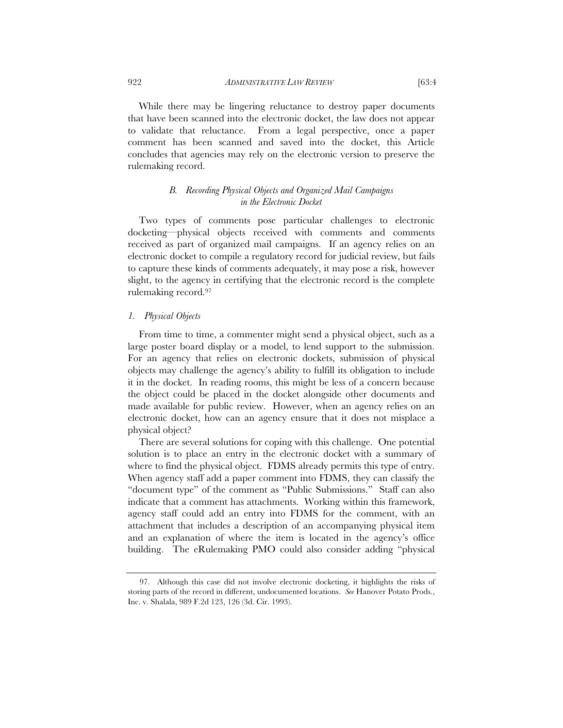While there may be lingering reluctance to destroy paper documents that have been scanned into the electronic docket, the law does not appear to validate that reluctance. From a legal perspective, once a paper comment has been scanned and saved into the docket, this Article concludes that agencies may rely on the electronic version to preserve the rulemaking record.

### *B. Recording Physical Objects and Organized Mail Campaigns in the Electronic Docket*

Two types of comments pose particular challenges to electronic docketing—physical objects received with comments and comments received as part of organized mail campaigns. If an agency relies on an electronic docket to compile a regulatory record for judicial review, but fails to capture these kinds of comments adequately, it may pose a risk, however slight, to the agency in certifying that the electronic record is the complete rulemaking record.[97]

#### *1. Physical Objects*

From time to time, a commenter might send a physical object, such as a large poster board display or a model, to lend support to the submission. For an agency that relies on electronic dockets, submission of physical objects may challenge the agency's ability to fulfill its obligation to include it in the docket. In reading rooms, this might be less of a concern because the object could be placed in the docket alongside other documents and made available for public review. However, when an agency relies on an electronic docket, how can an agency ensure that it does not misplace a physical object?

There are several solutions for coping with this challenge. One potential solution is to place an entry in the electronic docket with a summary of where to find the physical object. FDMS already permits this type of entry. When agency staff add a paper comment into FDMS, they can classify the "document type" of the comment as "Public Submissions." Staff can also indicate that a comment has attachments. Working within this framework, agency staff could add an entry into FDMS for the comment, with an attachment that includes a description of an accompanying physical item and an explanation of where the item is located in the agency's office building. The eRulemaking PMO could also consider adding "physical

---

97. Although this case did not involve electronic docketing, it highlights the risks of storing parts of the record in different, undocumented locations. *See* Hanover Potato Prods., Inc. v. Shalala, 989 F.2d 123, 126 (3d. Cir. 1993).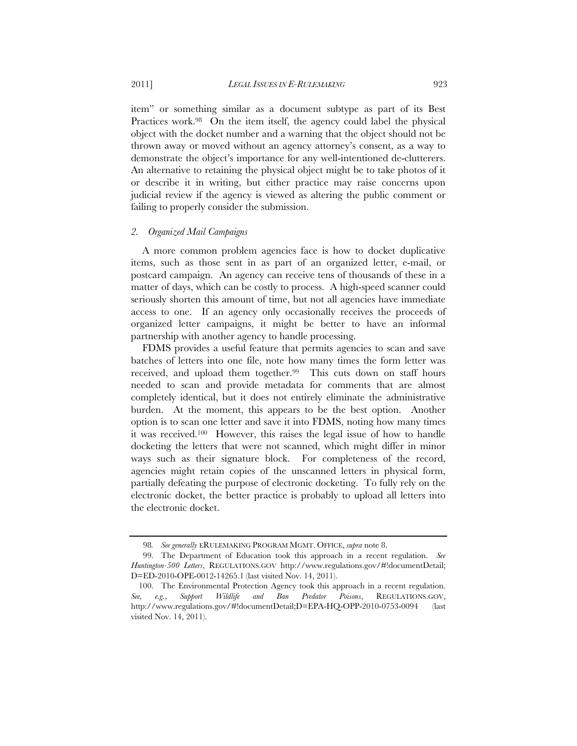item" or something similar as a document subtype as part of its Best Practices work.[98] On the item itself, the agency could label the physical object with the docket number and a warning that the object should not be thrown away or moved without an agency attorney's consent, as a way to demonstrate the object's importance for any well-intentioned de-clutterers. An alternative to retaining the physical object might be to take photos of it or describe it in writing, but either practice may raise concerns upon judicial review if the agency is viewed as altering the public comment or failing to properly consider the submission.

### *2. Organized Mail Campaigns*

A more common problem agencies face is how to docket duplicative items, such as those sent in as part of an organized letter, e-mail, or postcard campaign. An agency can receive tens of thousands of these in a matter of days, which can be costly to process. A high-speed scanner could seriously shorten this amount of time, but not all agencies have immediate access to one. If an agency only occasionally receives the proceeds of organized letter campaigns, it might be better to have an informal partnership with another agency to handle processing.

FDMS provides a useful feature that permits agencies to scan and save batches of letters into one file, note how many times the form letter was received, and upload them together.[99] This cuts down on staff hours needed to scan and provide metadata for comments that are almost completely identical, but it does not entirely eliminate the administrative burden. At the moment, this appears to be the best option. Another option is to scan one letter and save it into FDMS, noting how many times it was received.[100] However, this raises the legal issue of how to handle docketing the letters that were not scanned, which might differ in minor ways such as their signature block. For completeness of the record, agencies might retain copies of the unscanned letters in physical form, partially defeating the purpose of electronic docketing. To fully rely on the electronic docket, the better practice is probably to upload all letters into the electronic docket.

---

98. *See generally* ERULEMAKING PROGRAM MGMT. OFFICE, *supra* note 8.

99. The Department of Education took this approach in a recent regulation. *See Huntington-500 Letters*, REGULATIONS.GOV http://www.regulations.gov/#!documentDetail;D=ED-2010-OPE-0012-14265.1 (last visited Nov. 14, 2011).

100. The Environmental Protection Agency took this approach in a recent regulation. *See, e.g.*, *Support Wildlife and Ban Predator Poisons*, REGULATIONS.GOV, http://www.regulations.gov/#!documentDetail;D=EPA-HQ-OPP-2010-0753-0094 (last visited Nov. 14, 2011).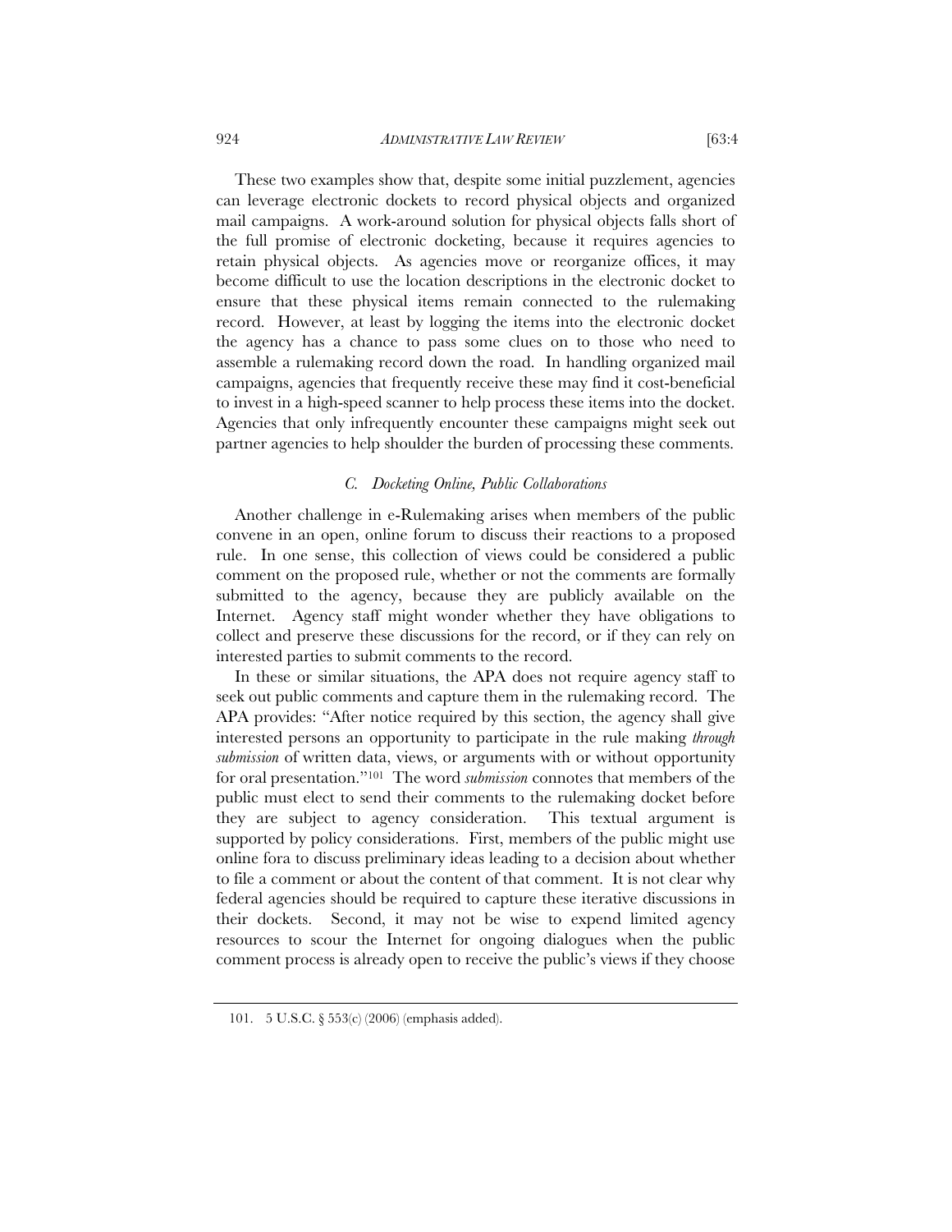These two examples show that, despite some initial puzzlement, agencies can leverage electronic dockets to record physical objects and organized mail campaigns. A work-around solution for physical objects falls short of the full promise of electronic docketing, because it requires agencies to retain physical objects. As agencies move or reorganize offices, it may become difficult to use the location descriptions in the electronic docket to ensure that these physical items remain connected to the rulemaking record. However, at least by logging the items into the electronic docket the agency has a chance to pass some clues on to those who need to assemble a rulemaking record down the road. In handling organized mail campaigns, agencies that frequently receive these may find it cost-beneficial to invest in a high-speed scanner to help process these items into the docket. Agencies that only infrequently encounter these campaigns might seek out partner agencies to help shoulder the burden of processing these comments.

### *C. Docketing Online, Public Collaborations*

Another challenge in e-Rulemaking arises when members of the public convene in an open, online forum to discuss their reactions to a proposed rule. In one sense, this collection of views could be considered a public comment on the proposed rule, whether or not the comments are formally submitted to the agency, because they are publicly available on the Internet. Agency staff might wonder whether they have obligations to collect and preserve these discussions for the record, or if they can rely on interested parties to submit comments to the record.

In these or similar situations, the APA does not require agency staff to seek out public comments and capture them in the rulemaking record. The APA provides: "After notice required by this section, the agency shall give interested persons an opportunity to participate in the rule making *through submission* of written data, views, or arguments with or without opportunity for oral presentation."[101] The word *submission* connotes that members of the public must elect to send their comments to the rulemaking docket before they are subject to agency consideration. This textual argument is supported by policy considerations. First, members of the public might use online fora to discuss preliminary ideas leading to a decision about whether to file a comment or about the content of that comment. It is not clear why federal agencies should be required to capture these iterative discussions in their dockets. Second, it may not be wise to expend limited agency resources to scour the Internet for ongoing dialogues when the public comment process is already open to receive the public's views if they choose

---

101. 5 U.S.C. § 553(c) (2006) (emphasis added).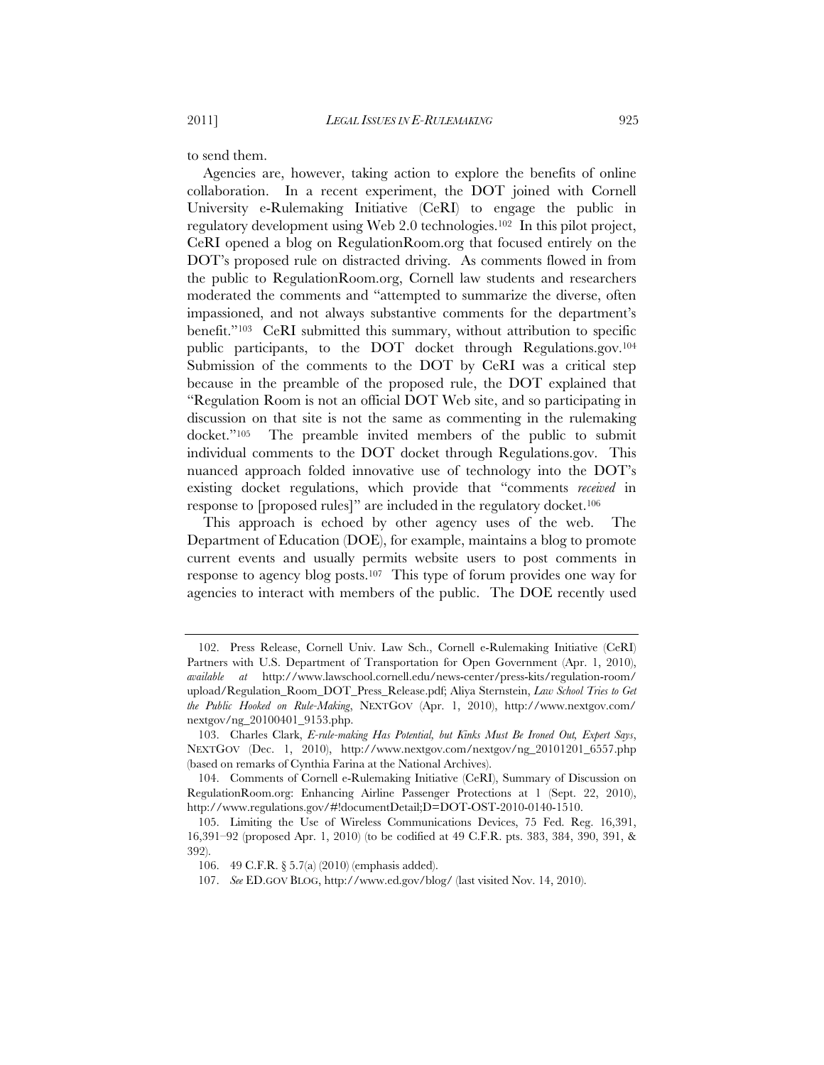to send them.

Agencies are, however, taking action to explore the benefits of online collaboration. In a recent experiment, the DOT joined with Cornell University e-Rulemaking Initiative (CeRI) to engage the public in regulatory development using Web 2.0 technologies.[102] In this pilot project, CeRI opened a blog on RegulationRoom.org that focused entirely on the DOT's proposed rule on distracted driving. As comments flowed in from the public to RegulationRoom.org, Cornell law students and researchers moderated the comments and "attempted to summarize the diverse, often impassioned, and not always substantive comments for the department's benefit."[103] CeRI submitted this summary, without attribution to specific public participants, to the DOT docket through Regulations.gov.[104] Submission of the comments to the DOT by CeRI was a critical step because in the preamble of the proposed rule, the DOT explained that "Regulation Room is not an official DOT Web site, and so participating in discussion on that site is not the same as commenting in the rulemaking docket."[105] The preamble invited members of the public to submit individual comments to the DOT docket through Regulations.gov. This nuanced approach folded innovative use of technology into the DOT's existing docket regulations, which provide that "comments *received* in response to [proposed rules]" are included in the regulatory docket.[106]

This approach is echoed by other agency uses of the web. The Department of Education (DOE), for example, maintains a blog to promote current events and usually permits website users to post comments in response to agency blog posts.[107] This type of forum provides one way for agencies to interact with members of the public. The DOE recently used

---

102. Press Release, Cornell Univ. Law Sch., Cornell e-Rulemaking Initiative (CeRI) Partners with U.S. Department of Transportation for Open Government (Apr. 1, 2010), *available at* http://www.lawschool.cornell.edu/news-center/press-kits/regulation-room/upload/Regulation_Room_DOT_Press_Release.pdf; Aliya Sternstein, *Law School Tries to Get the Public Hooked on Rule-Making*, NEXTGOV (Apr. 1, 2010), http://www.nextgov.com/nextgov/ng_20100401_9153.php.

103. Charles Clark, *E-rule-making Has Potential, but Kinks Must Be Ironed Out, Expert Says*, NEXTGOV (Dec. 1, 2010), http://www.nextgov.com/nextgov/ng_20101201_6557.php (based on remarks of Cynthia Farina at the National Archives).

104. Comments of Cornell e-Rulemaking Initiative (CeRI), Summary of Discussion on RegulationRoom.org: Enhancing Airline Passenger Protections at 1 (Sept. 22, 2010), http://www.regulations.gov/#!documentDetail;D=DOT-OST-2010-0140-1510.

105. Limiting the Use of Wireless Communications Devices, 75 Fed. Reg. 16,391, 16,391–92 (proposed Apr. 1, 2010) (to be codified at 49 C.F.R. pts. 383, 384, 390, 391, & 392).

106. 49 C.F.R. § 5.7(a) (2010) (emphasis added).

107. *See* ED.GOV BLOG, http://www.ed.gov/blog/ (last visited Nov. 14, 2010).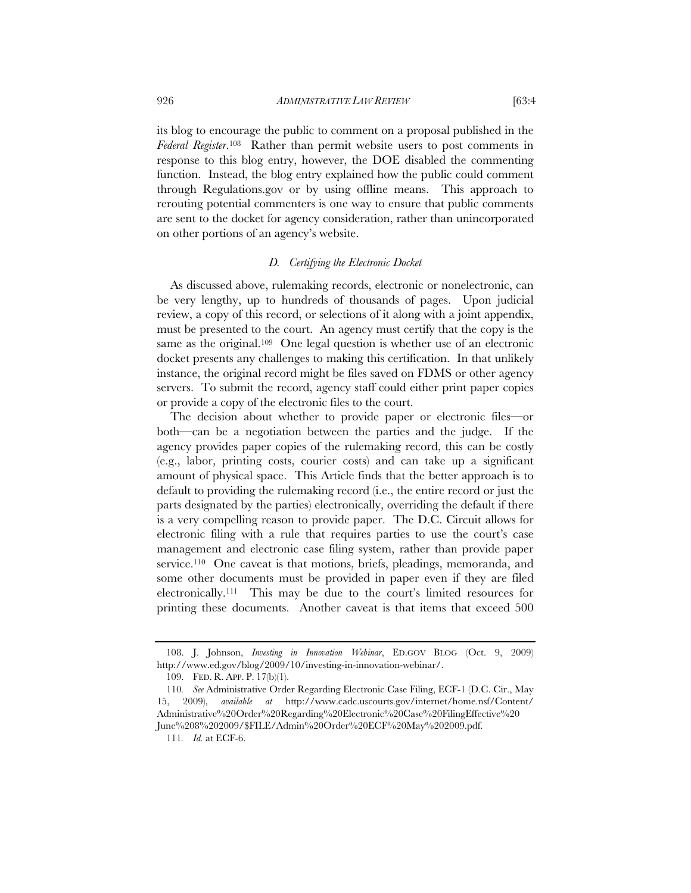its blog to encourage the public to comment on a proposal published in the *Federal Register*.[108] Rather than permit website users to post comments in response to this blog entry, however, the DOE disabled the commenting function. Instead, the blog entry explained how the public could comment through Regulations.gov or by using offline means. This approach to rerouting potential commenters is one way to ensure that public comments are sent to the docket for agency consideration, rather than unincorporated on other portions of an agency's website.

### *D. Certifying the Electronic Docket*

As discussed above, rulemaking records, electronic or nonelectronic, can be very lengthy, up to hundreds of thousands of pages. Upon judicial review, a copy of this record, or selections of it along with a joint appendix, must be presented to the court. An agency must certify that the copy is the same as the original.[109] One legal question is whether use of an electronic docket presents any challenges to making this certification. In that unlikely instance, the original record might be files saved on FDMS or other agency servers. To submit the record, agency staff could either print paper copies or provide a copy of the electronic files to the court.

The decision about whether to provide paper or electronic files—or both—can be a negotiation between the parties and the judge. If the agency provides paper copies of the rulemaking record, this can be costly (e.g., labor, printing costs, courier costs) and can take up a significant amount of physical space. This Article finds that the better approach is to default to providing the rulemaking record (i.e., the entire record or just the parts designated by the parties) electronically, overriding the default if there is a very compelling reason to provide paper. The D.C. Circuit allows for electronic filing with a rule that requires parties to use the court's case management and electronic case filing system, rather than provide paper service.[110] One caveat is that motions, briefs, pleadings, memoranda, and some other documents must be provided in paper even if they are filed electronically.[111] This may be due to the court's limited resources for printing these documents. Another caveat is that items that exceed 500

---

108. J. Johnson, *Investing in Innovation Webinar*, ED.GOV BLOG (Oct. 9, 2009) http://www.ed.gov/blog/2009/10/investing-in-innovation-webinar/.

109. FED. R. APP. P. 17(b)(1).

110. *See* Administrative Order Regarding Electronic Case Filing, ECF-1 (D.C. Cir., May 15, 2009), *available at* http://www.cadc.uscourts.gov/internet/home.nsf/Content/Administrative%20Order%20Regarding%20Electronic%20Case%20FilingEffective%20June%208%202009/$FILE/Admin%20Order%20ECF%20May%202009.pdf.

111. *Id.* at ECF-6.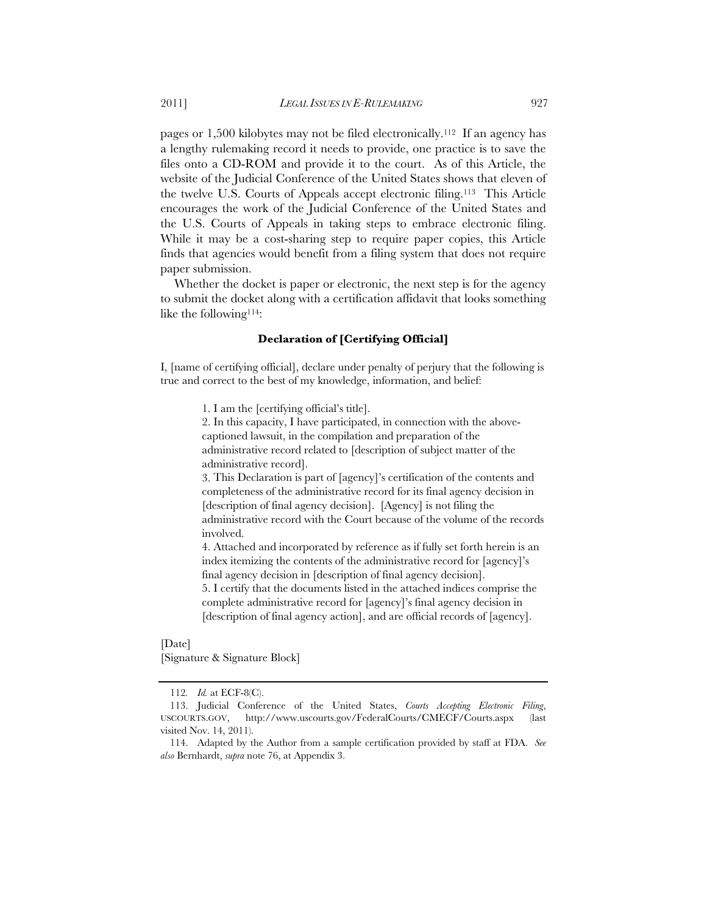pages or 1,500 kilobytes may not be filed electronically.[112] If an agency has a lengthy rulemaking record it needs to provide, one practice is to save the files onto a CD-ROM and provide it to the court. As of this Article, the website of the Judicial Conference of the United States shows that eleven of the twelve U.S. Courts of Appeals accept electronic filing.[113] This Article encourages the work of the Judicial Conference of the United States and the U.S. Courts of Appeals in taking steps to embrace electronic filing. While it may be a cost-sharing step to require paper copies, this Article finds that agencies would benefit from a filing system that does not require paper submission.

Whether the docket is paper or electronic, the next step is for the agency to submit the docket along with a certification affidavit that looks something like the following[114]:

**Declaration of [Certifying Official]**

I, [name of certifying official], declare under penalty of perjury that the following is true and correct to the best of my knowledge, information, and belief:

1. I am the [certifying official's title].
2. In this capacity, I have participated, in connection with the above-captioned lawsuit, in the compilation and preparation of the administrative record related to [description of subject matter of the administrative record].
3. This Declaration is part of [agency]'s certification of the contents and completeness of the administrative record for its final agency decision in [description of final agency decision]. [Agency] is not filing the administrative record with the Court because of the volume of the records involved.
4. Attached and incorporated by reference as if fully set forth herein is an index itemizing the contents of the administrative record for [agency]'s final agency decision in [description of final agency decision].
5. I certify that the documents listed in the attached indices comprise the complete administrative record for [agency]'s final agency decision in [description of final agency action], and are official records of [agency].

[Date]
[Signature & Signature Block]

---

112. *Id.* at ECF-8(C).

113. Judicial Conference of the United States, *Courts Accepting Electronic Filing*, USCOURTS.GOV, http://www.uscourts.gov/FederalCourts/CMECF/Courts.aspx (last visited Nov. 14, 2011).

114. Adapted by the Author from a sample certification provided by staff at FDA. *See also* Bernhardt, *supra* note 76, at Appendix 3.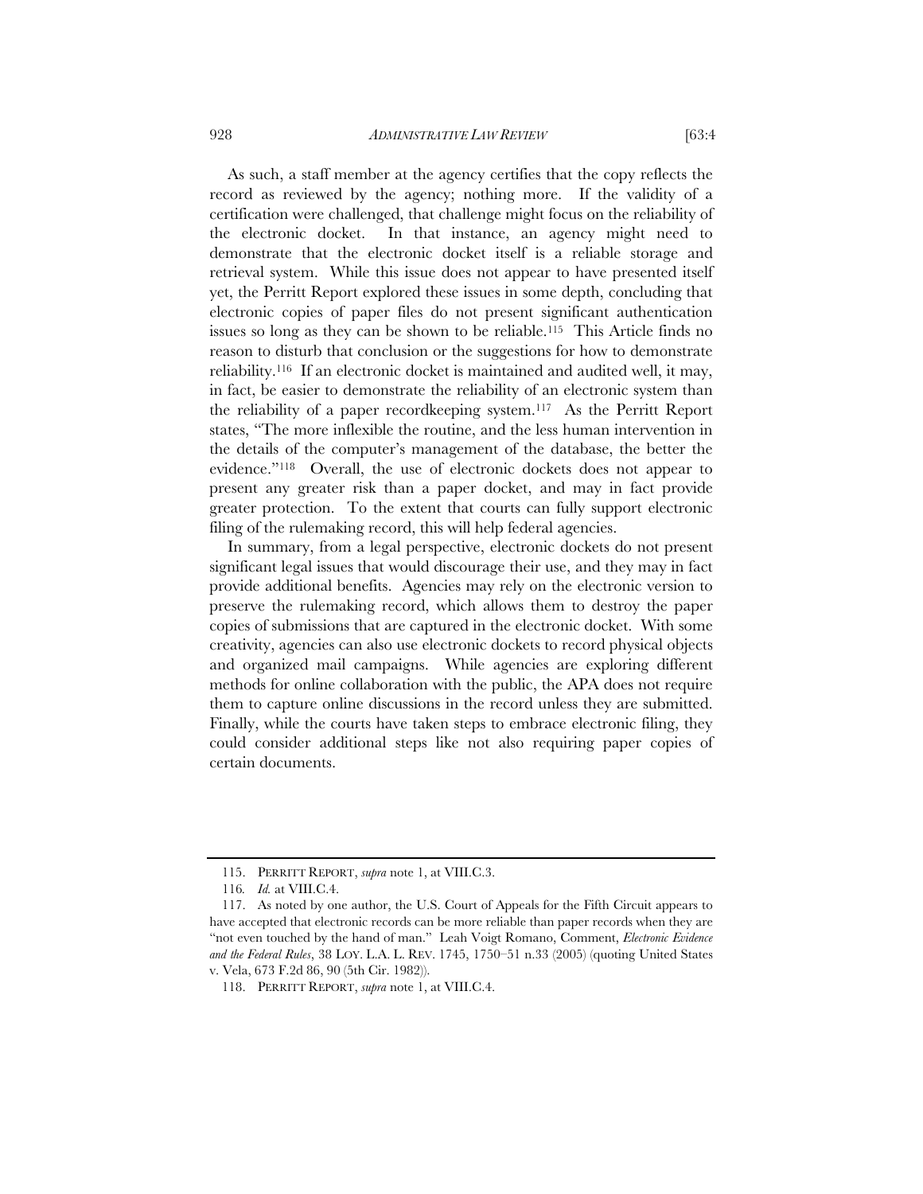As such, a staff member at the agency certifies that the copy reflects the record as reviewed by the agency; nothing more. If the validity of a certification were challenged, that challenge might focus on the reliability of the electronic docket. In that instance, an agency might need to demonstrate that the electronic docket itself is a reliable storage and retrieval system. While this issue does not appear to have presented itself yet, the Perritt Report explored these issues in some depth, concluding that electronic copies of paper files do not present significant authentication issues so long as they can be shown to be reliable.[115] This Article finds no reason to disturb that conclusion or the suggestions for how to demonstrate reliability.[116] If an electronic docket is maintained and audited well, it may, in fact, be easier to demonstrate the reliability of an electronic system than the reliability of a paper recordkeeping system.[117] As the Perritt Report states, "The more inflexible the routine, and the less human intervention in the details of the computer's management of the database, the better the evidence."[118] Overall, the use of electronic dockets does not appear to present any greater risk than a paper docket, and may in fact provide greater protection. To the extent that courts can fully support electronic filing of the rulemaking record, this will help federal agencies.

In summary, from a legal perspective, electronic dockets do not present significant legal issues that would discourage their use, and they may in fact provide additional benefits. Agencies may rely on the electronic version to preserve the rulemaking record, which allows them to destroy the paper copies of submissions that are captured in the electronic docket. With some creativity, agencies can also use electronic dockets to record physical objects and organized mail campaigns. While agencies are exploring different methods for online collaboration with the public, the APA does not require them to capture online discussions in the record unless they are submitted. Finally, while the courts have taken steps to embrace electronic filing, they could consider additional steps like not also requiring paper copies of certain documents.

---

115. PERRITT REPORT, *supra* note 1, at VIII.C.3.

116. *Id.* at VIII.C.4.

117. As noted by one author, the U.S. Court of Appeals for the Fifth Circuit appears to have accepted that electronic records can be more reliable than paper records when they are "not even touched by the hand of man." Leah Voigt Romano, Comment, *Electronic Evidence and the Federal Rules*, 38 LOY. L.A. L. REV. 1745, 1750–51 n.33 (2005) (quoting United States v. Vela, 673 F.2d 86, 90 (5th Cir. 1982)).

118. PERRITT REPORT, *supra* note 1, at VIII.C.4.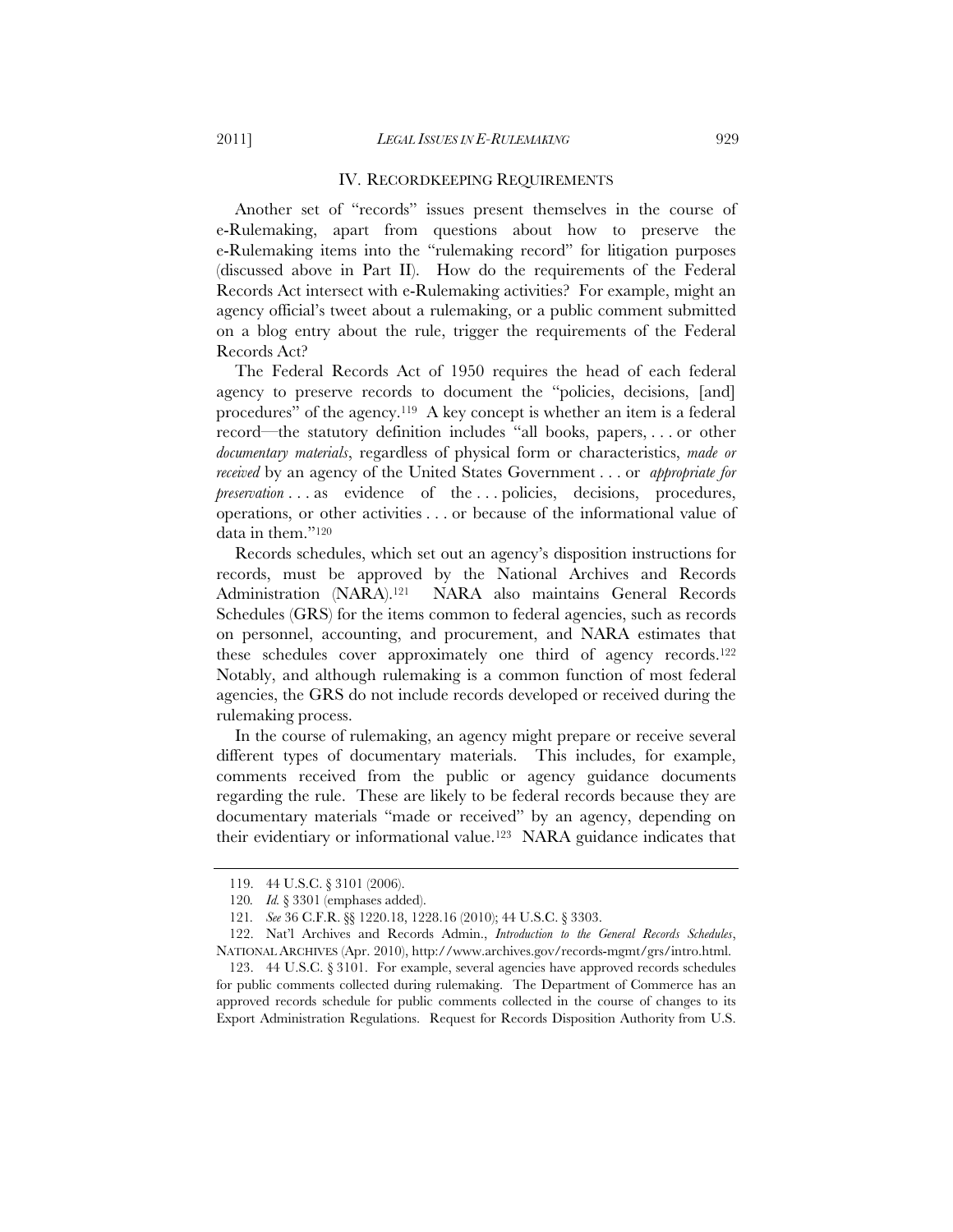## IV. RECORDKEEPING REQUIREMENTS

Another set of "records" issues present themselves in the course of e-Rulemaking, apart from questions about how to preserve the e-Rulemaking items into the "rulemaking record" for litigation purposes (discussed above in Part II). How do the requirements of the Federal Records Act intersect with e-Rulemaking activities? For example, might an agency official's tweet about a rulemaking, or a public comment submitted on a blog entry about the rule, trigger the requirements of the Federal Records Act?

The Federal Records Act of 1950 requires the head of each federal agency to preserve records to document the "policies, decisions, [and] procedures" of the agency.[119] A key concept is whether an item is a federal record—the statutory definition includes "all books, papers, . . . or other *documentary materials*, regardless of physical form or characteristics, *made or received* by an agency of the United States Government . . . or *appropriate for preservation* . . . as evidence of the . . . policies, decisions, procedures, operations, or other activities . . . or because of the informational value of data in them."[120]

Records schedules, which set out an agency's disposition instructions for records, must be approved by the National Archives and Records Administration (NARA).[121] NARA also maintains General Records Schedules (GRS) for the items common to federal agencies, such as records on personnel, accounting, and procurement, and NARA estimates that these schedules cover approximately one third of agency records.[122] Notably, and although rulemaking is a common function of most federal agencies, the GRS do not include records developed or received during the rulemaking process.

In the course of rulemaking, an agency might prepare or receive several different types of documentary materials. This includes, for example, comments received from the public or agency guidance documents regarding the rule. These are likely to be federal records because they are documentary materials "made or received" by an agency, depending on their evidentiary or informational value.[123] NARA guidance indicates that

---

119. 44 U.S.C. § 3101 (2006).

120. *Id.* § 3301 (emphases added).

121. *See* 36 C.F.R. §§ 1220.18, 1228.16 (2010); 44 U.S.C. § 3303.

122. Nat'l Archives and Records Admin., *Introduction to the General Records Schedules*, NATIONAL ARCHIVES (Apr. 2010), http://www.archives.gov/records-mgmt/grs/intro.html.

123. 44 U.S.C. § 3101. For example, several agencies have approved records schedules for public comments collected during rulemaking. The Department of Commerce has an approved records schedule for public comments collected in the course of changes to its Export Administration Regulations. Request for Records Disposition Authority from U.S.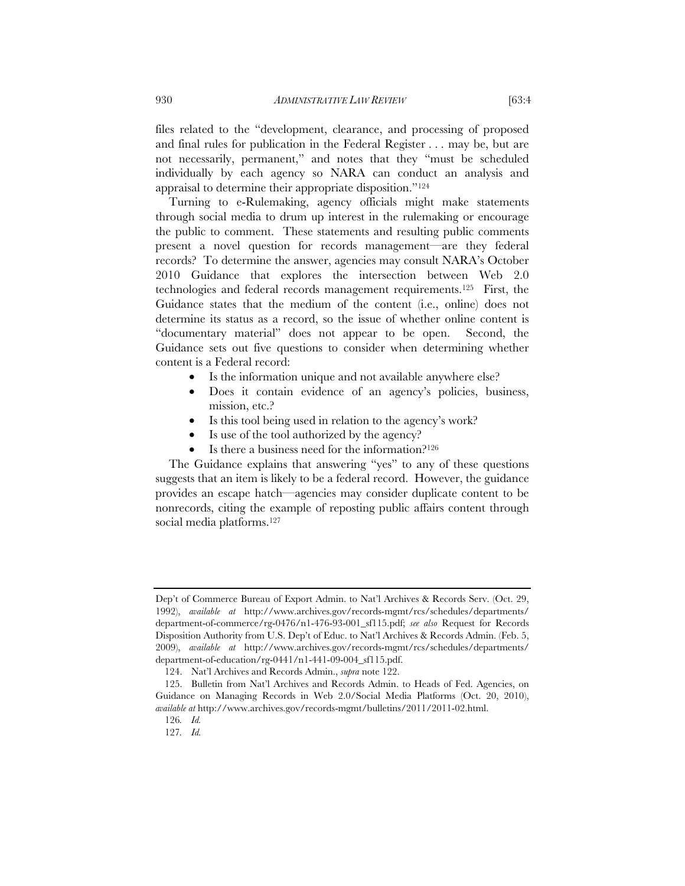files related to the "development, clearance, and processing of proposed and final rules for publication in the Federal Register . . . may be, but are not necessarily, permanent," and notes that they "must be scheduled individually by each agency so NARA can conduct an analysis and appraisal to determine their appropriate disposition."[124]

Turning to e-Rulemaking, agency officials might make statements through social media to drum up interest in the rulemaking or encourage the public to comment. These statements and resulting public comments present a novel question for records management—are they federal records? To determine the answer, agencies may consult NARA's October 2010 Guidance that explores the intersection between Web 2.0 technologies and federal records management requirements.[125] First, the Guidance states that the medium of the content (i.e., online) does not determine its status as a record, so the issue of whether online content is "documentary material" does not appear to be open. Second, the Guidance sets out five questions to consider when determining whether content is a Federal record:

- Is the information unique and not available anywhere else?
- Does it contain evidence of an agency's policies, business, mission, etc.?
- Is this tool being used in relation to the agency's work?
- Is use of the tool authorized by the agency?
- Is there a business need for the information?[126]

The Guidance explains that answering "yes" to any of these questions suggests that an item is likely to be a federal record. However, the guidance provides an escape hatch—agencies may consider duplicate content to be nonrecords, citing the example of reposting public affairs content through social media platforms.[127]

---

Dep't of Commerce Bureau of Export Admin. to Nat'l Archives & Records Serv. (Oct. 29, 1992), *available at* http://www.archives.gov/records-mgmt/rcs/schedules/departments/department-of-commerce/rg-0476/n1-476-93-001_sf115.pdf; *see also* Request for Records Disposition Authority from U.S. Dep't of Educ. to Nat'l Archives & Records Admin. (Feb. 5, 2009), *available at* http://www.archives.gov/records-mgmt/rcs/schedules/departments/department-of-education/rg-0441/n1-441-09-004_sf115.pdf.

124. Nat'l Archives and Records Admin., *supra* note 122.

125. Bulletin from Nat'l Archives and Records Admin. to Heads of Fed. Agencies, on Guidance on Managing Records in Web 2.0/Social Media Platforms (Oct. 20, 2010), *available at* http://www.archives.gov/records-mgmt/bulletins/2011/2011-02.html.

126. *Id.*

127. *Id.*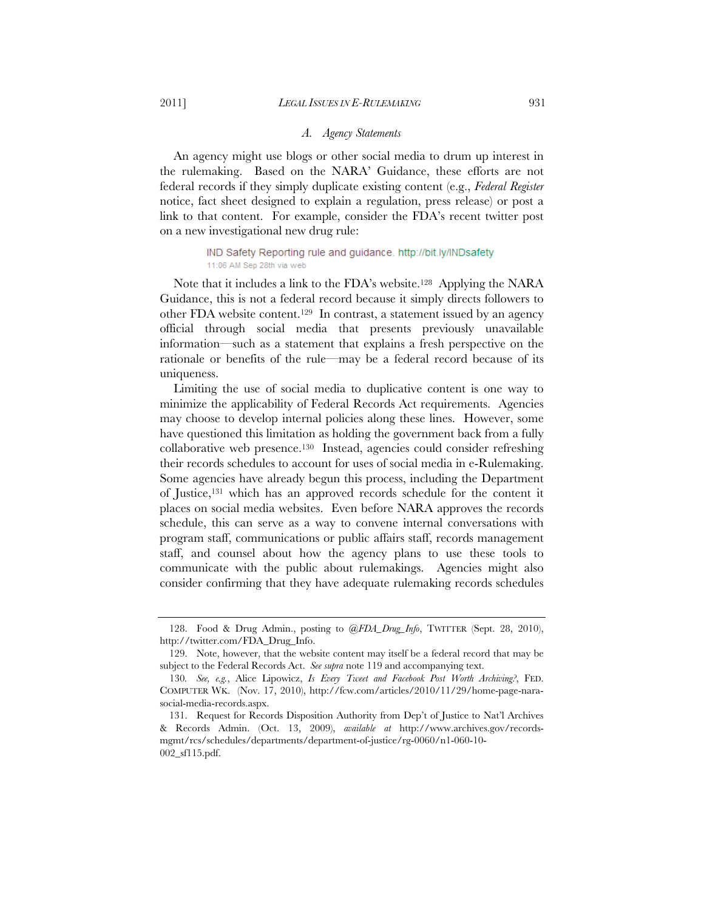### A. *Agency Statements*

An agency might use blogs or other social media to drum up interest in the rulemaking. Based on the NARA' Guidance, these efforts are not federal records if they simply duplicate existing content (e.g., *Federal Register* notice, fact sheet designed to explain a regulation, press release) or post a link to that content. For example, consider the FDA's recent twitter post on a new investigational new drug rule:

> IND Safety Reporting rule and guidance. http://bit.ly/INDsafety
> 11:06 AM Sep 28th via web

Note that it includes a link to the FDA's website.[128] Applying the NARA Guidance, this is not a federal record because it simply directs followers to other FDA website content.[129] In contrast, a statement issued by an agency official through social media that presents previously unavailable information—such as a statement that explains a fresh perspective on the rationale or benefits of the rule—may be a federal record because of its uniqueness.

Limiting the use of social media to duplicative content is one way to minimize the applicability of Federal Records Act requirements. Agencies may choose to develop internal policies along these lines. However, some have questioned this limitation as holding the government back from a fully collaborative web presence.[130] Instead, agencies could consider refreshing their records schedules to account for uses of social media in e-Rulemaking. Some agencies have already begun this process, including the Department of Justice,[131] which has an approved records schedule for the content it places on social media websites. Even before NARA approves the records schedule, this can serve as a way to convene internal conversations with program staff, communications or public affairs staff, records management staff, and counsel about how the agency plans to use these tools to communicate with the public about rulemakings. Agencies might also consider confirming that they have adequate rulemaking records schedules

---

128. Food & Drug Admin., posting to *@FDA_Drug_Info*, TWITTER (Sept. 28, 2010), http://twitter.com/FDA_Drug_Info.

129. Note, however, that the website content may itself be a federal record that may be subject to the Federal Records Act. *See supra* note 119 and accompanying text.

130. *See, e.g.*, Alice Lipowicz, *Is Every Tweet and Facebook Post Worth Archiving?*, FED. COMPUTER WK. (Nov. 17, 2010), http://fcw.com/articles/2010/11/29/home-page-nara-social-media-records.aspx.

131. Request for Records Disposition Authority from Dep't of Justice to Nat'l Archives & Records Admin. (Oct. 13, 2009), *available at* http://www.archives.gov/records-mgmt/rcs/schedules/departments/department-of-justice/rg-0060/n1-060-10-002_sf115.pdf.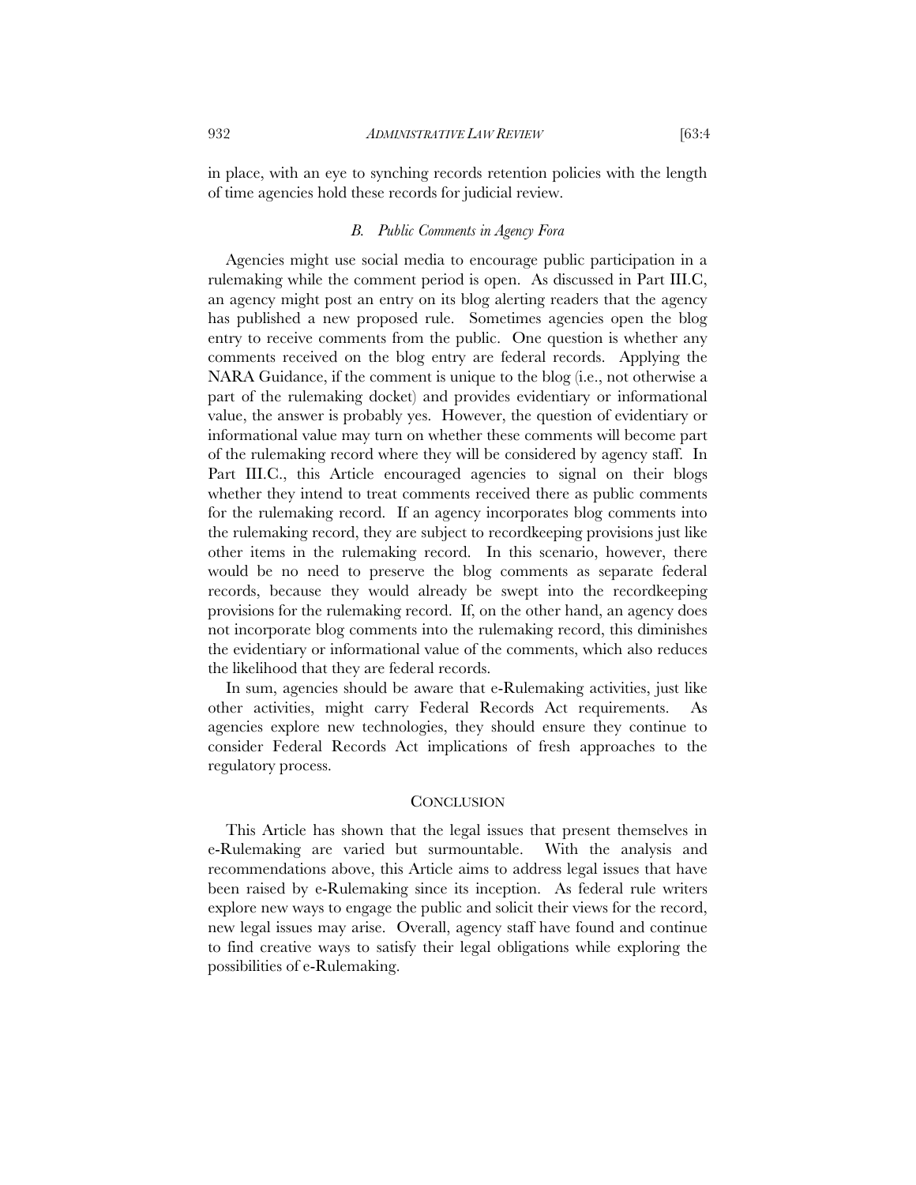in place, with an eye to synching records retention policies with the length of time agencies hold these records for judicial review.

### *B. Public Comments in Agency Fora*

Agencies might use social media to encourage public participation in a rulemaking while the comment period is open. As discussed in Part III.C, an agency might post an entry on its blog alerting readers that the agency has published a new proposed rule. Sometimes agencies open the blog entry to receive comments from the public. One question is whether any comments received on the blog entry are federal records. Applying the NARA Guidance, if the comment is unique to the blog (i.e., not otherwise a part of the rulemaking docket) and provides evidentiary or informational value, the answer is probably yes. However, the question of evidentiary or informational value may turn on whether these comments will become part of the rulemaking record where they will be considered by agency staff. In Part III.C., this Article encouraged agencies to signal on their blogs whether they intend to treat comments received there as public comments for the rulemaking record. If an agency incorporates blog comments into the rulemaking record, they are subject to recordkeeping provisions just like other items in the rulemaking record. In this scenario, however, there would be no need to preserve the blog comments as separate federal records, because they would already be swept into the recordkeeping provisions for the rulemaking record. If, on the other hand, an agency does not incorporate blog comments into the rulemaking record, this diminishes the evidentiary or informational value of the comments, which also reduces the likelihood that they are federal records.

In sum, agencies should be aware that e-Rulemaking activities, just like other activities, might carry Federal Records Act requirements. As agencies explore new technologies, they should ensure they continue to consider Federal Records Act implications of fresh approaches to the regulatory process.

## CONCLUSION

This Article has shown that the legal issues that present themselves in e-Rulemaking are varied but surmountable. With the analysis and recommendations above, this Article aims to address legal issues that have been raised by e-Rulemaking since its inception. As federal rule writers explore new ways to engage the public and solicit their views for the record, new legal issues may arise. Overall, agency staff have found and continue to find creative ways to satisfy their legal obligations while exploring the possibilities of e-Rulemaking.